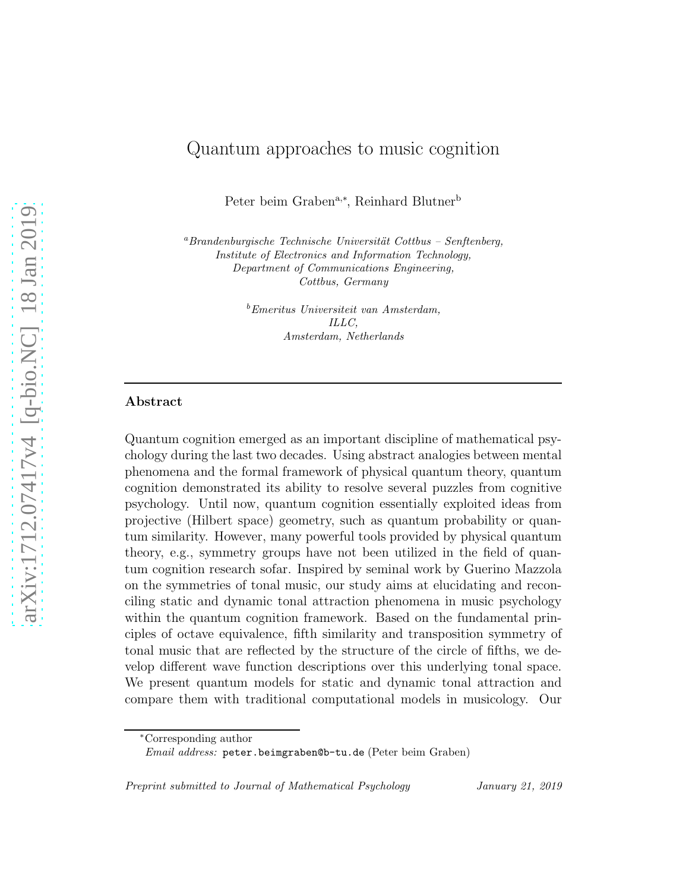# Quantum approaches to music cognition

Peter beim Graben[a,*], Reinhard Blutner[b]

[a] *Brandenburgische Technische Universität Cottbus – Senftenberg, Institute of Electronics and Information Technology, Department of Communications Engineering, Cottbus, Germany*

[b] *Emeritus Universiteit van Amsterdam, ILLC, Amsterdam, Netherlands*

---

## Abstract

Quantum cognition emerged as an important discipline of mathematical psychology during the last two decades. Using abstract analogies between mental phenomena and the formal framework of physical quantum theory, quantum cognition demonstrated its ability to resolve several puzzles from cognitive psychology. Until now, quantum cognition essentially exploited ideas from projective (Hilbert space) geometry, such as quantum probability or quantum similarity. However, many powerful tools provided by physical quantum theory, e.g., symmetry groups have not been utilized in the field of quantum cognition research sofar. Inspired by seminal work by Guerino Mazzola on the symmetries of tonal music, our study aims at elucidating and reconciling static and dynamic tonal attraction phenomena in music psychology within the quantum cognition framework. Based on the fundamental principles of octave equivalence, fifth similarity and transposition symmetry of tonal music that are reflected by the structure of the circle of fifths, we develop different wave function descriptions over this underlying tonal space. We present quantum models for static and dynamic tonal attraction and compare them with traditional computational models in musicology. Our

---

*Corresponding author

*Email address:* peter.beimgraben@b-tu.de (Peter beim Graben)

*Preprint submitted to Journal of Mathematical Psychology* *January 21, 2019*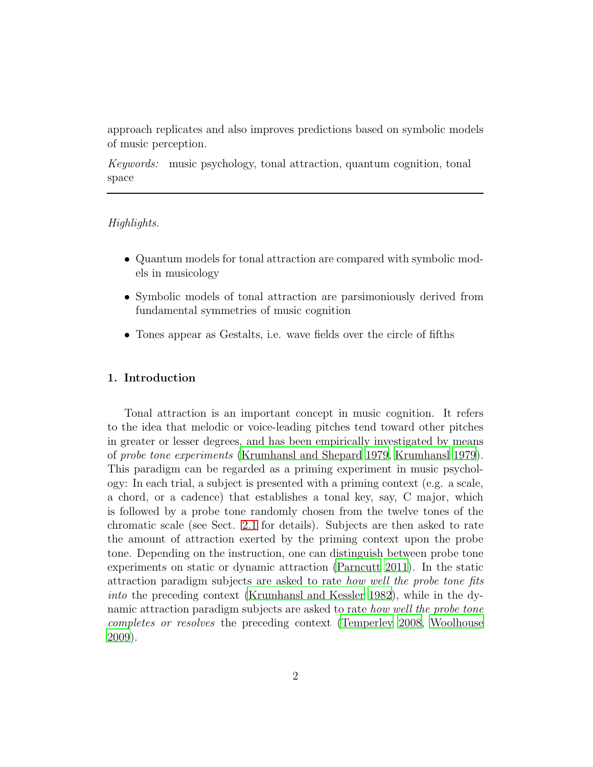approach replicates and also improves predictions based on symbolic models of music perception.

*Keywords:* music psychology, tonal attraction, quantum cognition, tonal space

---

*Highlights.*

- Quantum models for tonal attraction are compared with symbolic models in musicology
- Symbolic models of tonal attraction are parsimoniously derived from fundamental symmetries of music cognition
- Tones appear as Gestalts, i.e. wave fields over the circle of fifths

## 1. Introduction

Tonal attraction is an important concept in music cognition. It refers to the idea that melodic or voice-leading pitches tend toward other pitches in greater or lesser degrees, and has been empirically investigated by means of *probe tone experiments* (Krumhansl and Shepard 1979, Krumhansl 1979). This paradigm can be regarded as a priming experiment in music psychology: In each trial, a subject is presented with a priming context (e.g. a scale, a chord, or a cadence) that establishes a tonal key, say, C major, which is followed by a probe tone randomly chosen from the twelve tones of the chromatic scale (see Sect. 2.1 for details). Subjects are then asked to rate the amount of attraction exerted by the priming context upon the probe tone. Depending on the instruction, one can distinguish between probe tone experiments on static or dynamic attraction (Parncutt 2011). In the static attraction paradigm subjects are asked to rate *how well the probe tone fits into* the preceding context (Krumhansl and Kessler 1982), while in the dynamic attraction paradigm subjects are asked to rate *how well the probe tone completes or resolves* the preceding context (Temperley 2008, Woolhouse 2009).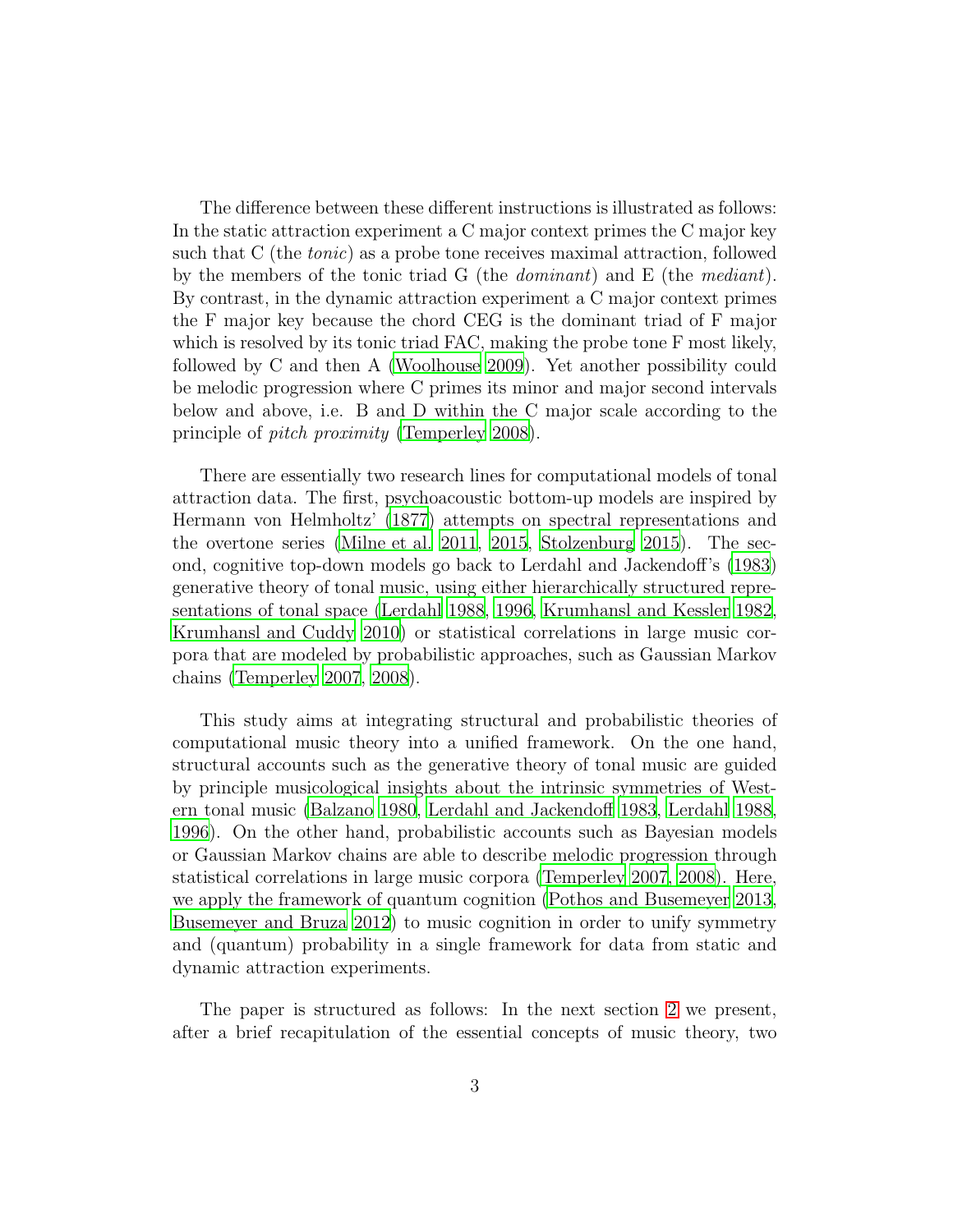The difference between these different instructions is illustrated as follows: In the static attraction experiment a C major context primes the C major key such that C (the *tonic*) as a probe tone receives maximal attraction, followed by the members of the tonic triad G (the *dominant*) and E (the *mediant*). By contrast, in the dynamic attraction experiment a C major context primes the F major key because the chord CEG is the dominant triad of F major which is resolved by its tonic triad FAC, making the probe tone F most likely, followed by C and then A (Woolhouse 2009). Yet another possibility could be melodic progression where C primes its minor and major second intervals below and above, i.e. B and D within the C major scale according to the principle of *pitch proximity* (Temperley 2008).

There are essentially two research lines for computational models of tonal attraction data. The first, psychoacoustic bottom-up models are inspired by Hermann von Helmholtz' (1877) attempts on spectral representations and the overtone series (Milne et al. 2011, 2015, Stolzenburg 2015). The second, cognitive top-down models go back to Lerdahl and Jackendoff's (1983) generative theory of tonal music, using either hierarchically structured representations of tonal space (Lerdahl 1988, 1996, Krumhansl and Kessler 1982, Krumhansl and Cuddy 2010) or statistical correlations in large music corpora that are modeled by probabilistic approaches, such as Gaussian Markov chains (Temperley 2007, 2008).

This study aims at integrating structural and probabilistic theories of computational music theory into a unified framework. On the one hand, structural accounts such as the generative theory of tonal music are guided by principle musicological insights about the intrinsic symmetries of Western tonal music (Balzano 1980, Lerdahl and Jackendoff 1983, Lerdahl 1988, 1996). On the other hand, probabilistic accounts such as Bayesian models or Gaussian Markov chains are able to describe melodic progression through statistical correlations in large music corpora (Temperley 2007, 2008). Here, we apply the framework of quantum cognition (Pothos and Busemeyer 2013, Busemeyer and Bruza 2012) to music cognition in order to unify symmetry and (quantum) probability in a single framework for data from static and dynamic attraction experiments.

The paper is structured as follows: In the next section 2 we present, after a brief recapitulation of the essential concepts of music theory, two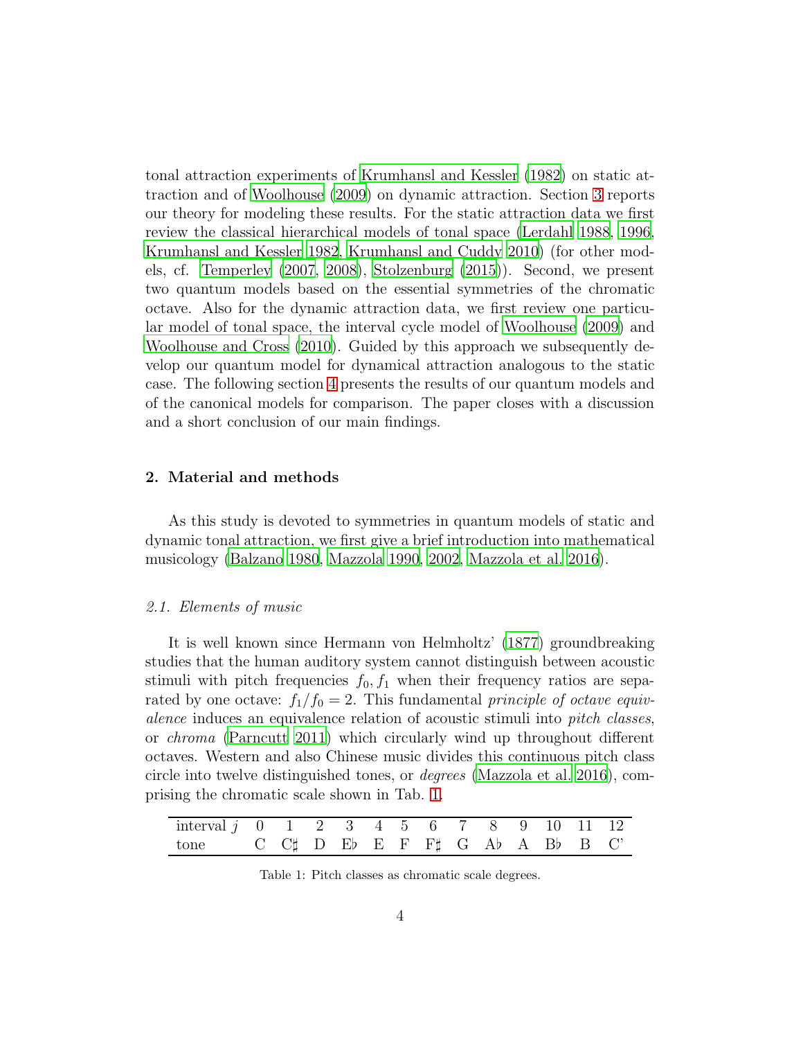tonal attraction experiments of Krumhansl and Kessler (1982) on static attraction and of Woolhouse (2009) on dynamic attraction. Section 3 reports our theory for modeling these results. For the static attraction data we first review the classical hierarchical models of tonal space (Lerdahl 1988, 1996, Krumhansl and Kessler 1982, Krumhansl and Cuddy 2010) (for other models, cf. Temperley (2007, 2008), Stolzenburg (2015)). Second, we present two quantum models based on the essential symmetries of the chromatic octave. Also for the dynamic attraction data, we first review one particular model of tonal space, the interval cycle model of Woolhouse (2009) and Woolhouse and Cross (2010). Guided by this approach we subsequently develop our quantum model for dynamical attraction analogous to the static case. The following section 4 presents the results of our quantum models and of the canonical models for comparison. The paper closes with a discussion and a short conclusion of our main findings.

## 2. Material and methods

As this study is devoted to symmetries in quantum models of static and dynamic tonal attraction, we first give a brief introduction into mathematical musicology (Balzano 1980, Mazzola 1990, 2002, Mazzola et al. 2016).

### *2.1. Elements of music*

It is well known since Hermann von Helmholtz' (1877) groundbreaking studies that the human auditory system cannot distinguish between acoustic stimuli with pitch frequencies $f_0, f_1$ when their frequency ratios are separated by one octave: $f_1/f_0 = 2$. This fundamental *principle of octave equivalence* induces an equivalence relation of acoustic stimuli into *pitch classes*, or *chroma* (Parncutt 2011) which circularly wind up throughout different octaves. Western and also Chinese music divides this continuous pitch class circle into twelve distinguished tones, or *degrees* (Mazzola et al. 2016), comprising the chromatic scale shown in Tab. 1.

| interval $j$ | 0 | 1 | 2 | 3 | 4 | 5 | 6 | 7 | 8 | 9 | 10 | 11 | 12 |
|---|---|---|---|---|---|---|---|---|---|---|---|---|---|
| tone | C | C♯ | D | E♭ | E | F | F♯ | G | A♭ | A | B♭ | B | C' |

Table 1: Pitch classes as chromatic scale degrees.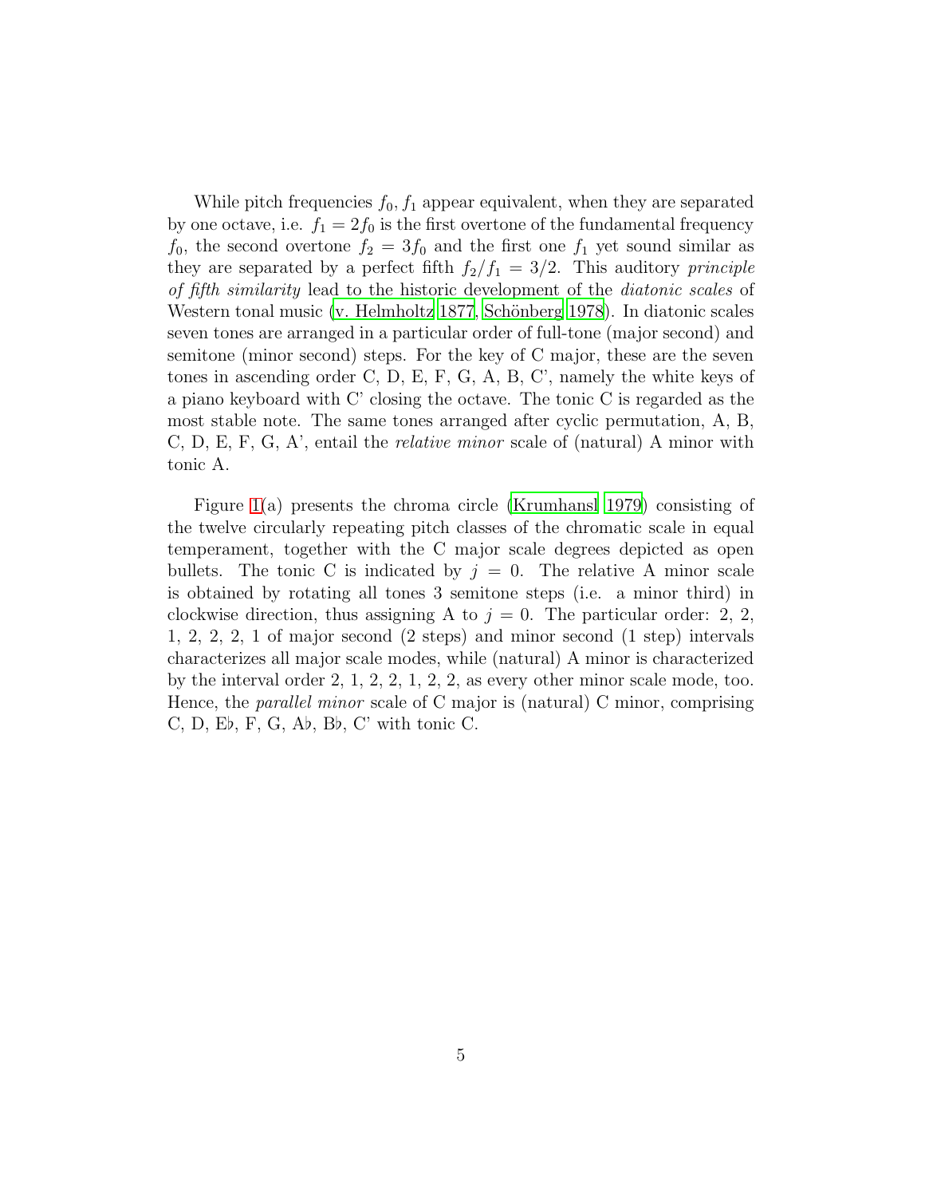While pitch frequencies $f_0, f_1$ appear equivalent, when they are separated by one octave, i.e. $f_1 = 2f_0$ is the first overtone of the fundamental frequency $f_0$, the second overtone $f_2 = 3f_0$ and the first one $f_1$ yet sound similar as they are separated by a perfect fifth $f_2/f_1 = 3/2$. This auditory *principle of fifth similarity* lead to the historic development of the *diatonic scales* of Western tonal music (v. Helmholtz 1877, Schönberg 1978). In diatonic scales seven tones are arranged in a particular order of full-tone (major second) and semitone (minor second) steps. For the key of C major, these are the seven tones in ascending order C, D, E, F, G, A, B, C', namely the white keys of a piano keyboard with C' closing the octave. The tonic C is regarded as the most stable note. The same tones arranged after cyclic permutation, A, B, C, D, E, F, G, A', entail the *relative minor* scale of (natural) A minor with tonic A.

Figure 1(a) presents the chroma circle (Krumhansl 1979) consisting of the twelve circularly repeating pitch classes of the chromatic scale in equal temperament, together with the C major scale degrees depicted as open bullets. The tonic C is indicated by $j = 0$. The relative A minor scale is obtained by rotating all tones 3 semitone steps (i.e. a minor third) in clockwise direction, thus assigning A to $j = 0$. The particular order: 2, 2, 1, 2, 2, 2, 1 of major second (2 steps) and minor second (1 step) intervals characterizes all major scale modes, while (natural) A minor is characterized by the interval order 2, 1, 2, 2, 1, 2, 2, as every other minor scale mode, too. Hence, the *parallel minor* scale of C major is (natural) C minor, comprising C, D, E♭, F, G, A♭, B♭, C' with tonic C.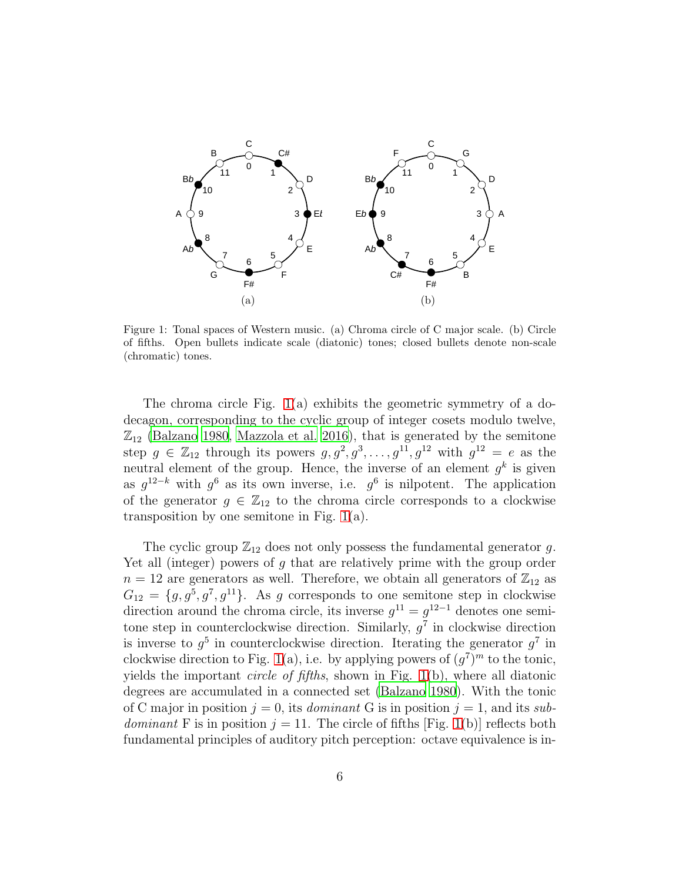Figure 1: Tonal spaces of Western music. (a) Chroma circle of C major scale. (b) Circle of fifths. Open bullets indicate scale (diatonic) tones; closed bullets denote non-scale (chromatic) tones.

The chroma circle Fig. 1(a) exhibits the geometric symmetry of a dodecagon, corresponding to the cyclic group of integer cosets modulo twelve, $\mathbb{Z}_{12}$ (Balzano 1980, Mazzola et al. 2016), that is generated by the semitone step $g \in \mathbb{Z}_{12}$ through its powers $g, g^2, g^3, \ldots, g^{11}, g^{12}$ with $g^{12} = e$ as the neutral element of the group. Hence, the inverse of an element $g^k$ is given as $g^{12-k}$ with $g^6$ as its own inverse, i.e. $g^6$ is nilpotent. The application of the generator $g \in \mathbb{Z}_{12}$ to the chroma circle corresponds to a clockwise transposition by one semitone in Fig. 1(a).

The cyclic group $\mathbb{Z}_{12}$ does not only possess the fundamental generator $g$. Yet all (integer) powers of $g$ that are relatively prime with the group order $n = 12$ are generators as well. Therefore, we obtain all generators of $\mathbb{Z}_{12}$ as $G_{12} = \{g, g^5, g^7, g^{11}\}$. As $g$ corresponds to one semitone step in clockwise direction around the chroma circle, its inverse $g^{11} = g^{12-1}$ denotes one semitone step in counterclockwise direction. Similarly, $g^7$ in clockwise direction is inverse to $g^5$ in counterclockwise direction. Iterating the generator $g^7$ in clockwise direction to Fig. 1(a), i.e. by applying powers of $(g^7)^m$ to the tonic, yields the important *circle of fifths*, shown in Fig. 1(b), where all diatonic degrees are accumulated in a connected set (Balzano 1980). With the tonic of C major in position $j = 0$, its *dominant* G is in position $j = 1$, and its *subdominant* F is in position $j = 11$. The circle of fifths [Fig. 1(b)] reflects both fundamental principles of auditory pitch perception: octave equivalence is in-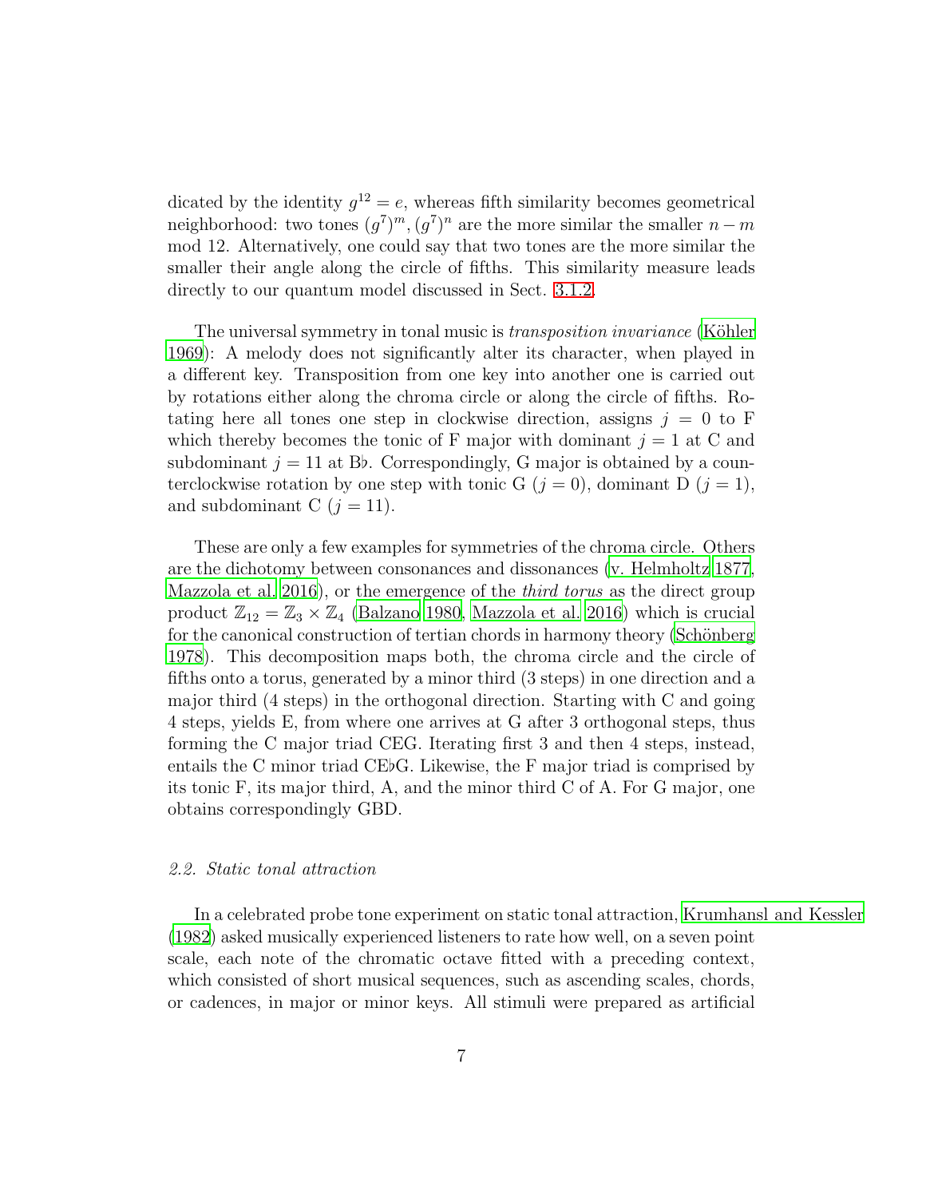dicated by the identity $g^{12} = e$, whereas fifth similarity becomes geometrical neighborhood: two tones $(g^7)^m, (g^7)^n$ are the more similar the smaller $n - m$ mod 12. Alternatively, one could say that two tones are the more similar the smaller their angle along the circle of fifths. This similarity measure leads directly to our quantum model discussed in Sect. 3.1.2.

The universal symmetry in tonal music is *transposition invariance* (Köhler 1969): A melody does not significantly alter its character, when played in a different key. Transposition from one key into another one is carried out by rotations either along the chroma circle or along the circle of fifths. Rotating here all tones one step in clockwise direction, assigns $j = 0$ to F which thereby becomes the tonic of F major with dominant $j = 1$ at C and subdominant $j = 11$ at B♭. Correspondingly, G major is obtained by a counterclockwise rotation by one step with tonic G ($j = 0$), dominant D ($j = 1$), and subdominant C ($j = 11$).

These are only a few examples for symmetries of the chroma circle. Others are the dichotomy between consonances and dissonances (v. Helmholtz 1877, Mazzola et al. 2016), or the emergence of the *third torus* as the direct group product $\mathbb{Z}_{12} = \mathbb{Z}_3 \times \mathbb{Z}_4$ (Balzano 1980, Mazzola et al. 2016) which is crucial for the canonical construction of tertian chords in harmony theory (Schönberg 1978). This decomposition maps both, the chroma circle and the circle of fifths onto a torus, generated by a minor third (3 steps) in one direction and a major third (4 steps) in the orthogonal direction. Starting with C and going 4 steps, yields E, from where one arrives at G after 3 orthogonal steps, thus forming the C major triad CEG. Iterating first 3 and then 4 steps, instead, entails the C minor triad CE♭G. Likewise, the F major triad is comprised by its tonic F, its major third, A, and the minor third C of A. For G major, one obtains correspondingly GBD.

### *2.2. Static tonal attraction*

In a celebrated probe tone experiment on static tonal attraction, Krumhansl and Kessler (1982) asked musically experienced listeners to rate how well, on a seven point scale, each note of the chromatic octave fitted with a preceding context, which consisted of short musical sequences, such as ascending scales, chords, or cadences, in major or minor keys. All stimuli were prepared as artificial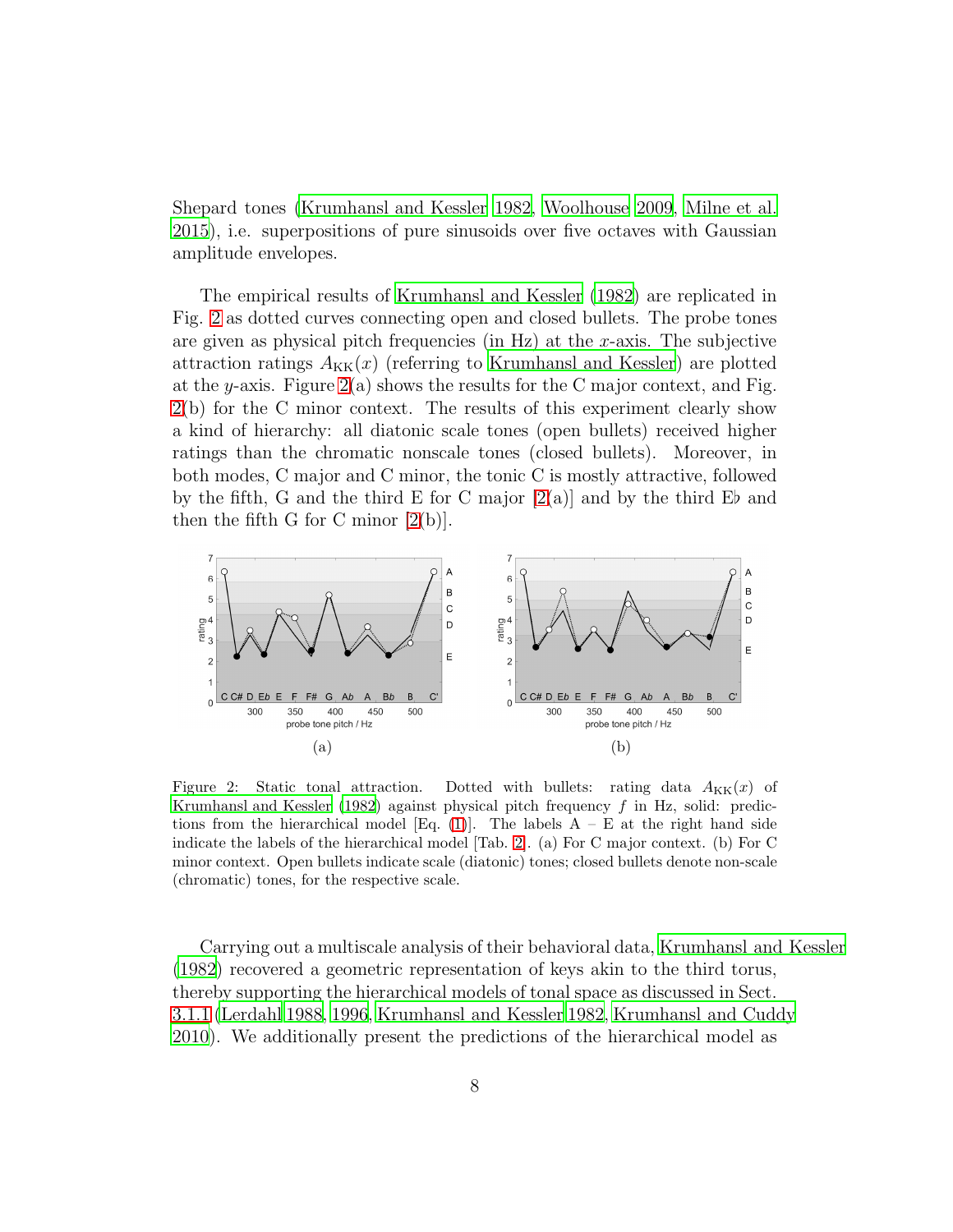Shepard tones (Krumhansl and Kessler 1982, Woolhouse 2009, Milne et al. 2015), i.e. superpositions of pure sinusoids over five octaves with Gaussian amplitude envelopes.

The empirical results of Krumhansl and Kessler (1982) are replicated in Fig. 2 as dotted curves connecting open and closed bullets. The probe tones are given as physical pitch frequencies (in Hz) at the $x$-axis. The subjective attraction ratings $A_{\mathrm{KK}}(x)$ (referring to Krumhansl and Kessler) are plotted at the $y$-axis. Figure 2(a) shows the results for the C major context, and Fig. 2(b) for the C minor context. The results of this experiment clearly show a kind of hierarchy: all diatonic scale tones (open bullets) received higher ratings than the chromatic nonscale tones (closed bullets). Moreover, in both modes, C major and C minor, the tonic C is mostly attractive, followed by the fifth, G and the third E for C major [2(a)] and by the third E♭ and then the fifth G for C minor [2(b)].

(a)

(b)

Figure 2: Static tonal attraction. Dotted with bullets: rating data $A_{\mathrm{KK}}(x)$ of Krumhansl and Kessler (1982) against physical pitch frequency $f$ in Hz, solid: predictions from the hierarchical model [Eq. (1)]. The labels A – E at the right hand side indicate the labels of the hierarchical model [Tab. 2]. (a) For C major context. (b) For C minor context. Open bullets indicate scale (diatonic) tones; closed bullets denote non-scale (chromatic) tones, for the respective scale.

Carrying out a multiscale analysis of their behavioral data, Krumhansl and Kessler (1982) recovered a geometric representation of keys akin to the third torus, thereby supporting the hierarchical models of tonal space as discussed in Sect. 3.1.1 (Lerdahl 1988, 1996, Krumhansl and Kessler 1982, Krumhansl and Cuddy 2010). We additionally present the predictions of the hierarchical model as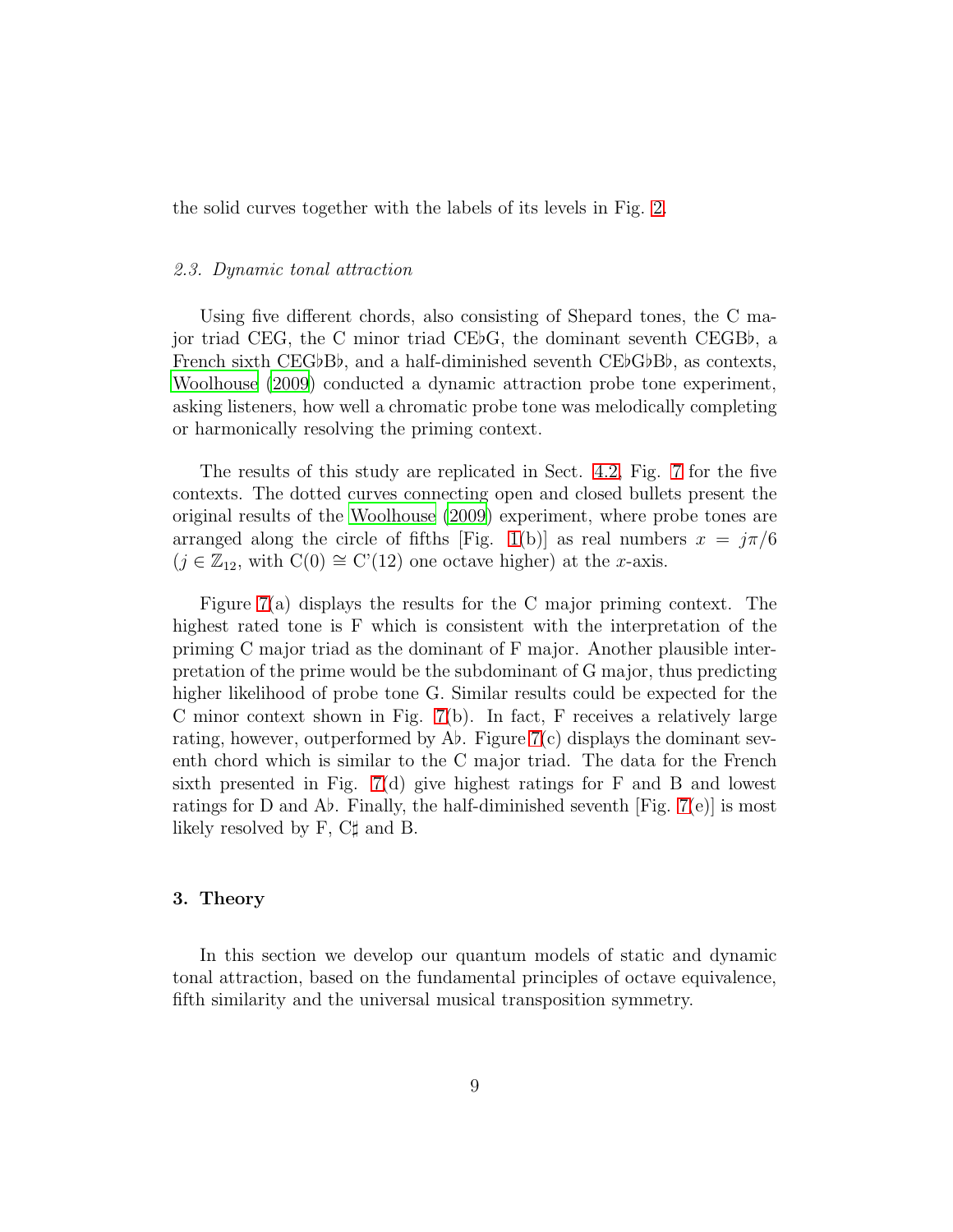the solid curves together with the labels of its levels in Fig. 2.

### *2.3. Dynamic tonal attraction*

Using five different chords, also consisting of Shepard tones, the C major triad CEG, the C minor triad CE♭G, the dominant seventh CEGB♭, a French sixth CEG♭B♭, and a half-diminished seventh CE♭G♭B♭, as contexts, Woolhouse (2009) conducted a dynamic attraction probe tone experiment, asking listeners, how well a chromatic probe tone was melodically completing or harmonically resolving the priming context.

The results of this study are replicated in Sect. 4.2, Fig. 7 for the five contexts. The dotted curves connecting open and closed bullets present the original results of the Woolhouse (2009) experiment, where probe tones are arranged along the circle of fifths [Fig. 1(b)] as real numbers $x = j\pi/6$ ($j \in \mathbb{Z}_{12}$, with C(0) $\cong$ C'(12) one octave higher) at the $x$-axis.

Figure 7(a) displays the results for the C major priming context. The highest rated tone is F which is consistent with the interpretation of the priming C major triad as the dominant of F major. Another plausible interpretation of the prime would be the subdominant of G major, thus predicting higher likelihood of probe tone G. Similar results could be expected for the C minor context shown in Fig. 7(b). In fact, F receives a relatively large rating, however, outperformed by A♭. Figure 7(c) displays the dominant seventh chord which is similar to the C major triad. The data for the French sixth presented in Fig. 7(d) give highest ratings for F and B and lowest ratings for D and A♭. Finally, the half-diminished seventh [Fig. 7(e)] is most likely resolved by F, C♯ and B.

## 3. Theory

In this section we develop our quantum models of static and dynamic tonal attraction, based on the fundamental principles of octave equivalence, fifth similarity and the universal musical transposition symmetry.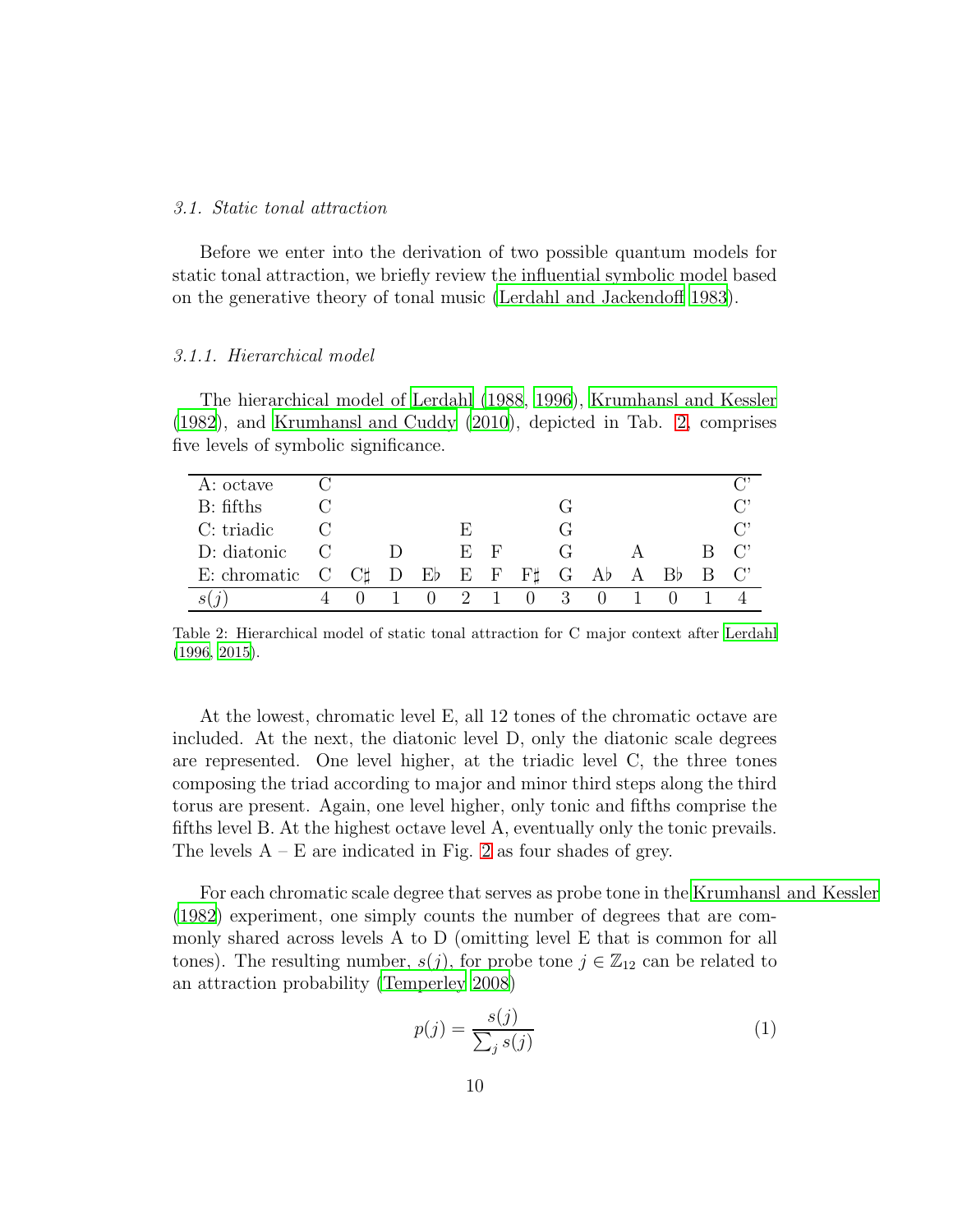### 3.1. Static tonal attraction

Before we enter into the derivation of two possible quantum models for static tonal attraction, we briefly review the influential symbolic model based on the generative theory of tonal music (Lerdahl and Jackendoff 1983).

#### 3.1.1. Hierarchical model

The hierarchical model of Lerdahl (1988, 1996), Krumhansl and Kessler (1982), and Krumhansl and Cuddy (2010), depicted in Tab. 2, comprises five levels of symbolic significance.

| | | | | | | | | | | | | | |
|---|---|---|---|---|---|---|---|---|---|---|---|---|---|
| A: octave | C | | | | | | | | | | | | C' |
| B: fifths | C | | | | | | | G | | | | | C' |
| C: triadic | C | | | | E | | | G | | | | | C' |
| D: diatonic | C | | D | | E | F | | G | | A | | B | C' |
| E: chromatic | C | C♯ | D | E♭ | E | F | F♯ | G | A♭ | A | B♭ | B | C' |
| $s(j)$ | 4 | 0 | 1 | 0 | 2 | 1 | 0 | 3 | 0 | 1 | 0 | 1 | 4 |

Table 2: Hierarchical model of static tonal attraction for C major context after Lerdahl (1996, 2015).

At the lowest, chromatic level E, all 12 tones of the chromatic octave are included. At the next, the diatonic level D, only the diatonic scale degrees are represented. One level higher, at the triadic level C, the three tones composing the triad according to major and minor third steps along the third torus are present. Again, one level higher, only tonic and fifths comprise the fifths level B. At the highest octave level A, eventually only the tonic prevails. The levels A – E are indicated in Fig. 2 as four shades of grey.

For each chromatic scale degree that serves as probe tone in the Krumhansl and Kessler (1982) experiment, one simply counts the number of degrees that are commonly shared across levels A to D (omitting level E that is common for all tones). The resulting number, $s(j)$, for probe tone $j \in \mathbb{Z}_{12}$ can be related to an attraction probability (Temperley 2008)

$$p(j) = \frac{s(j)}{\sum_j s(j)} \tag{1}$$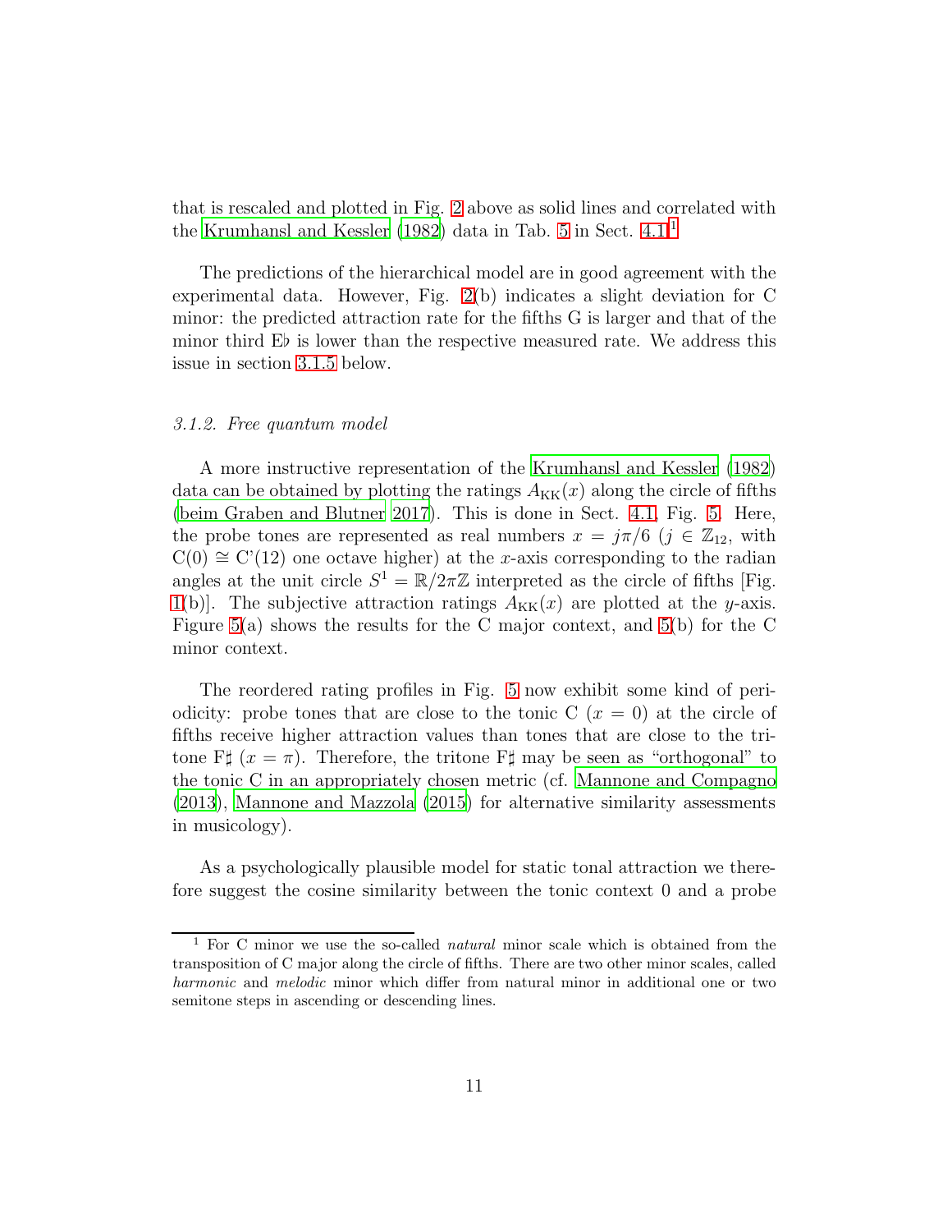that is rescaled and plotted in Fig. 2 above as solid lines and correlated with the Krumhansl and Kessler (1982) data in Tab. 5 in Sect. 4.1.[1]

The predictions of the hierarchical model are in good agreement with the experimental data. However, Fig. 2(b) indicates a slight deviation for C minor: the predicted attraction rate for the fifths G is larger and that of the minor third E♭ is lower than the respective measured rate. We address this issue in section 3.1.5 below.

#### *3.1.2. Free quantum model*

A more instructive representation of the Krumhansl and Kessler (1982) data can be obtained by plotting the ratings $A_{\mathrm{KK}}(x)$ along the circle of fifths (beim Graben and Blutner 2017). This is done in Sect. 4.1, Fig. 5. Here, the probe tones are represented as real numbers $x = j\pi/6$ ($j \in \mathbb{Z}_{12}$, with $\mathrm{C}(0) \cong \mathrm{C'}(12)$ one octave higher) at the $x$-axis corresponding to the radian angles at the unit circle $S^1 = \mathbb{R}/2\pi\mathbb{Z}$ interpreted as the circle of fifths [Fig. 1(b)]. The subjective attraction ratings $A_{\mathrm{KK}}(x)$ are plotted at the $y$-axis. Figure 5(a) shows the results for the C major context, and 5(b) for the C minor context.

The reordered rating profiles in Fig. 5 now exhibit some kind of periodicity: probe tones that are close to the tonic C ($x = 0$) at the circle of fifths receive higher attraction values than tones that are close to the tritone F♯ ($x = \pi$). Therefore, the tritone F♯ may be seen as "orthogonal" to the tonic C in an appropriately chosen metric (cf. Mannone and Compagno (2013), Mannone and Mazzola (2015) for alternative similarity assessments in musicology).

As a psychologically plausible model for static tonal attraction we therefore suggest the cosine similarity between the tonic context 0 and a probe

---

[1] For C minor we use the so-called *natural* minor scale which is obtained from the transposition of C major along the circle of fifths. There are two other minor scales, called *harmonic* and *melodic* minor which differ from natural minor in additional one or two semitone steps in ascending or descending lines.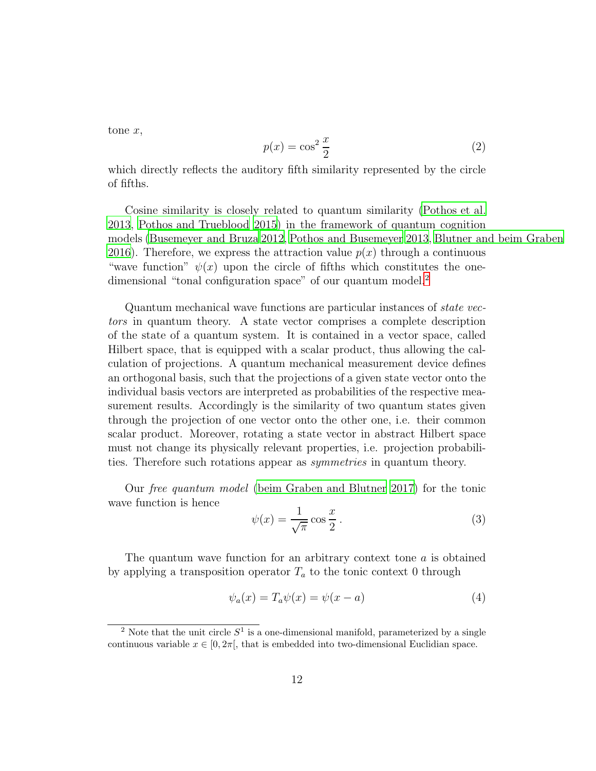tone $x$,

$$p(x) = \cos^2 \frac{x}{2} \tag{2}$$

which directly reflects the auditory fifth similarity represented by the circle of fifths.

Cosine similarity is closely related to quantum similarity (Pothos et al. 2013, Pothos and Trueblood 2015) in the framework of quantum cognition models (Busemeyer and Bruza 2012, Pothos and Busemeyer 2013, Blutner and beim Graben 2016). Therefore, we express the attraction value $p(x)$ through a continuous "wave function" $\psi(x)$ upon the circle of fifths which constitutes the one-dimensional "tonal configuration space" of our quantum model.[2]

Quantum mechanical wave functions are particular instances of *state vectors* in quantum theory. A state vector comprises a complete description of the state of a quantum system. It is contained in a vector space, called Hilbert space, that is equipped with a scalar product, thus allowing the calculation of projections. A quantum mechanical measurement device defines an orthogonal basis, such that the projections of a given state vector onto the individual basis vectors are interpreted as probabilities of the respective measurement results. Accordingly is the similarity of two quantum states given through the projection of one vector onto the other one, i.e. their common scalar product. Moreover, rotating a state vector in abstract Hilbert space must not change its physically relevant properties, i.e. projection probabilities. Therefore such rotations appear as *symmetries* in quantum theory.

Our *free quantum model* (beim Graben and Blutner 2017) for the tonic wave function is hence

$$\psi(x) = \frac{1}{\sqrt{\pi}} \cos \frac{x}{2} \, . \tag{3}$$

The quantum wave function for an arbitrary context tone $a$ is obtained by applying a transposition operator $T_a$ to the tonic context 0 through

$$\psi_a(x) = T_a \psi(x) = \psi(x - a) \tag{4}$$

[2] Note that the unit circle $S^1$ is a one-dimensional manifold, parameterized by a single continuous variable $x \in [0, 2\pi[$, that is embedded into two-dimensional Euclidian space.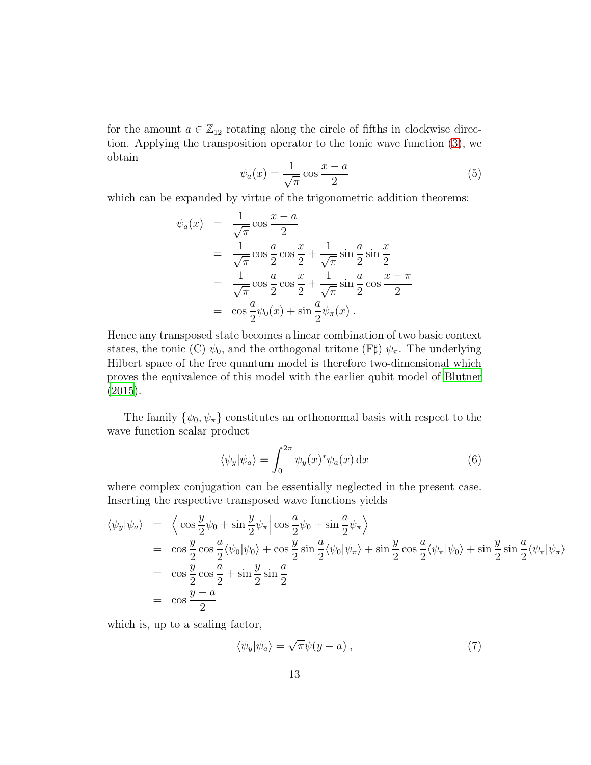for the amount $a \in \mathbb{Z}_{12}$ rotating along the circle of fifths in clockwise direction. Applying the transposition operator to the tonic wave function (3), we obtain

$$\psi_a(x) = \frac{1}{\sqrt{\pi}} \cos \frac{x-a}{2} \tag{5}$$

which can be expanded by virtue of the trigonometric addition theorems:

$$\begin{aligned}
\psi_a(x) &= \frac{1}{\sqrt{\pi}} \cos \frac{x-a}{2} \\
&= \frac{1}{\sqrt{\pi}} \cos \frac{a}{2} \cos \frac{x}{2} + \frac{1}{\sqrt{\pi}} \sin \frac{a}{2} \sin \frac{x}{2} \\
&= \frac{1}{\sqrt{\pi}} \cos \frac{a}{2} \cos \frac{x}{2} + \frac{1}{\sqrt{\pi}} \sin \frac{a}{2} \cos \frac{x-\pi}{2} \\
&= \cos \frac{a}{2} \psi_0(x) + \sin \frac{a}{2} \psi_\pi(x) \,.
\end{aligned}$$

Hence any transposed state becomes a linear combination of two basic context states, the tonic (C) $\psi_0$, and the orthogonal tritone (F♯) $\psi_\pi$. The underlying Hilbert space of the free quantum model is therefore two-dimensional which proves the equivalence of this model with the earlier qubit model of Blutner (2015).

The family $\{\psi_0, \psi_\pi\}$ constitutes an orthonormal basis with respect to the wave function scalar product

$$\langle \psi_y | \psi_a \rangle = \int_0^{2\pi} \psi_y(x)^* \psi_a(x) \, \mathrm{d}x \tag{6}$$

where complex conjugation can be essentially neglected in the present case. Inserting the respective transposed wave functions yields

$$\begin{aligned}
\langle \psi_y | \psi_a \rangle &= \left\langle \cos \frac{y}{2} \psi_0 + \sin \frac{y}{2} \psi_\pi \middle| \cos \frac{a}{2} \psi_0 + \sin \frac{a}{2} \psi_\pi \right\rangle \\
&= \cos \frac{y}{2} \cos \frac{a}{2} \langle \psi_0 | \psi_0 \rangle + \cos \frac{y}{2} \sin \frac{a}{2} \langle \psi_0 | \psi_\pi \rangle + \sin \frac{y}{2} \cos \frac{a}{2} \langle \psi_\pi | \psi_0 \rangle + \sin \frac{y}{2} \sin \frac{a}{2} \langle \psi_\pi | \psi_\pi \rangle \\
&= \cos \frac{y}{2} \cos \frac{a}{2} + \sin \frac{y}{2} \sin \frac{a}{2} \\
&= \cos \frac{y-a}{2}
\end{aligned}$$

which is, up to a scaling factor,

$$\langle \psi_y | \psi_a \rangle = \sqrt{\pi} \psi(y-a) \,, \tag{7}$$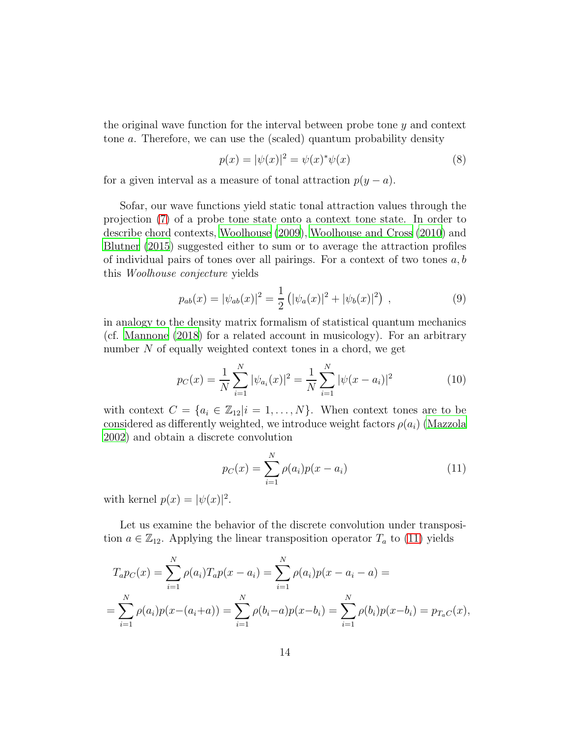the original wave function for the interval between probe tone $y$ and context tone $a$. Therefore, we can use the (scaled) quantum probability density

$$p(x) = |\psi(x)|^2 = \psi(x)^* \psi(x) \tag{8}$$

for a given interval as a measure of tonal attraction $p(y - a)$.

Sofar, our wave functions yield static tonal attraction values through the projection (7) of a probe tone state onto a context tone state. In order to describe chord contexts, Woolhouse (2009), Woolhouse and Cross (2010) and Blutner (2015) suggested either to sum or to average the attraction profiles of individual pairs of tones over all pairings. For a context of two tones $a, b$ this *Woolhouse conjecture* yields

$$p_{ab}(x) = |\psi_{ab}(x)|^2 = \frac{1}{2} \left( |\psi_a(x)|^2 + |\psi_b(x)|^2 \right) , \tag{9}$$

in analogy to the density matrix formalism of statistical quantum mechanics (cf. Mannone (2018) for a related account in musicology). For an arbitrary number $N$ of equally weighted context tones in a chord, we get

$$p_C(x) = \frac{1}{N} \sum_{i=1}^{N} |\psi_{a_i}(x)|^2 = \frac{1}{N} \sum_{i=1}^{N} |\psi(x - a_i)|^2 \tag{10}$$

with context $C = \{a_i \in \mathbb{Z}_{12} | i = 1, \ldots, N\}$. When context tones are to be considered as differently weighted, we introduce weight factors $\rho(a_i)$ (Mazzola 2002) and obtain a discrete convolution

$$p_C(x) = \sum_{i=1}^{N} \rho(a_i) p(x - a_i) \tag{11}$$

with kernel $p(x) = |\psi(x)|^2$.

Let us examine the behavior of the discrete convolution under transposition $a \in \mathbb{Z}_{12}$. Applying the linear transposition operator $T_a$ to (11) yields

$$T_a p_C(x) = \sum_{i=1}^{N} \rho(a_i) T_a p(x - a_i) = \sum_{i=1}^{N} \rho(a_i) p(x - a_i - a) =$$

$$= \sum_{i=1}^{N} \rho(a_i) p(x - (a_i + a)) = \sum_{i=1}^{N} \rho(b_i - a) p(x - b_i) = \sum_{i=1}^{N} \rho(b_i) p(x - b_i) = p_{T_a C}(x),$$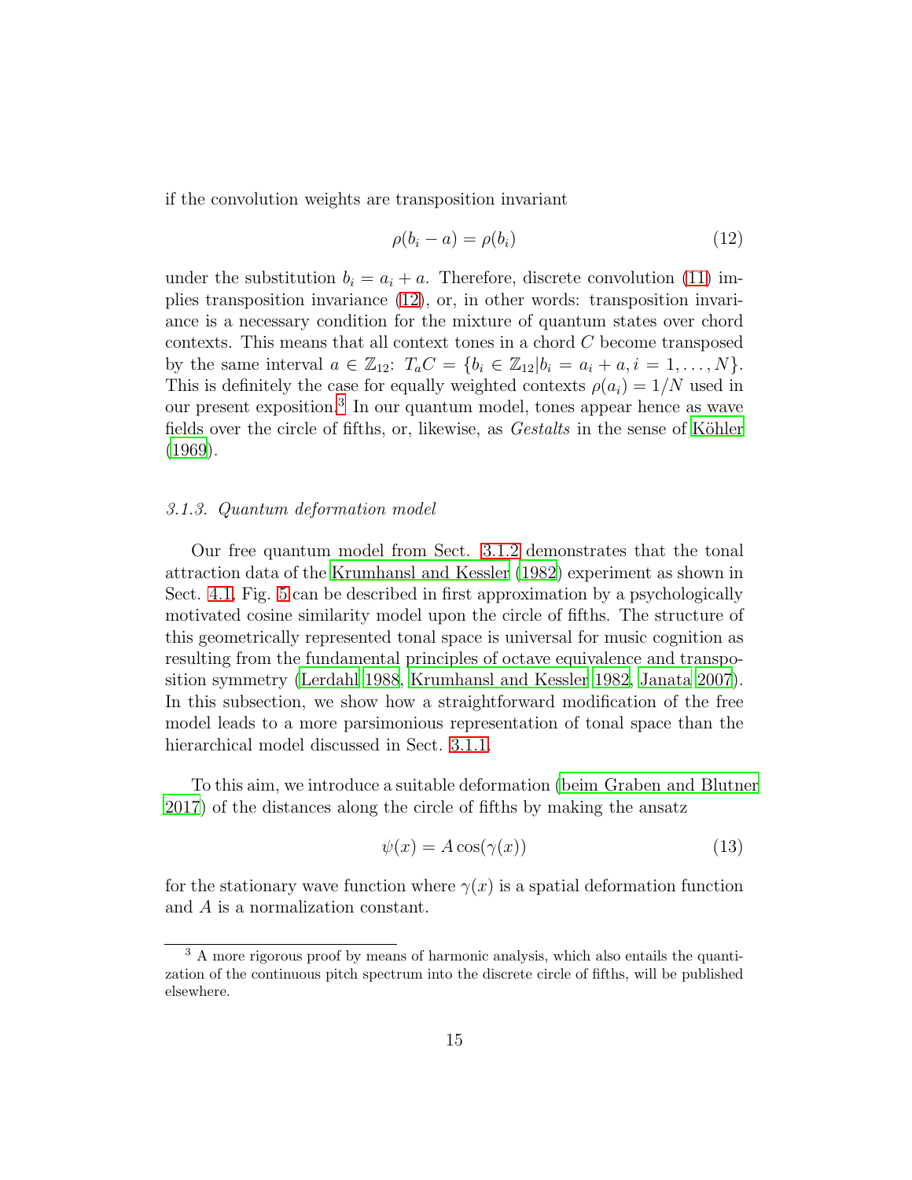if the convolution weights are transposition invariant

$$\rho(b_i - a) = \rho(b_i) \tag{12}$$

under the substitution $b_i = a_i + a$. Therefore, discrete convolution (11) implies transposition invariance (12), or, in other words: transposition invariance is a necessary condition for the mixture of quantum states over chord contexts. This means that all context tones in a chord $C$ become transposed by the same interval $a \in \mathbb{Z}_{12}$: $T_a C = \{b_i \in \mathbb{Z}_{12} | b_i = a_i + a, i = 1, \dots, N\}$. This is definitely the case for equally weighted contexts $\rho(a_i) = 1/N$ used in our present exposition.[3] In our quantum model, tones appear hence as wave fields over the circle of fifths, or, likewise, as *Gestalts* in the sense of Köhler (1969).

### 3.1.3. Quantum deformation model

Our free quantum model from Sect. 3.1.2 demonstrates that the tonal attraction data of the Krumhansl and Kessler (1982) experiment as shown in Sect. 4.1, Fig. 5 can be described in first approximation by a psychologically motivated cosine similarity model upon the circle of fifths. The structure of this geometrically represented tonal space is universal for music cognition as resulting from the fundamental principles of octave equivalence and transposition symmetry (Lerdahl 1988, Krumhansl and Kessler 1982, Janata 2007). In this subsection, we show how a straightforward modification of the free model leads to a more parsimonious representation of tonal space than the hierarchical model discussed in Sect. 3.1.1.

To this aim, we introduce a suitable deformation (beim Graben and Blutner 2017) of the distances along the circle of fifths by making the ansatz

$$\psi(x) = A \cos(\gamma(x)) \tag{13}$$

for the stationary wave function where $\gamma(x)$ is a spatial deformation function and $A$ is a normalization constant.

[3] A more rigorous proof by means of harmonic analysis, which also entails the quantization of the continuous pitch spectrum into the discrete circle of fifths, will be published elsewhere.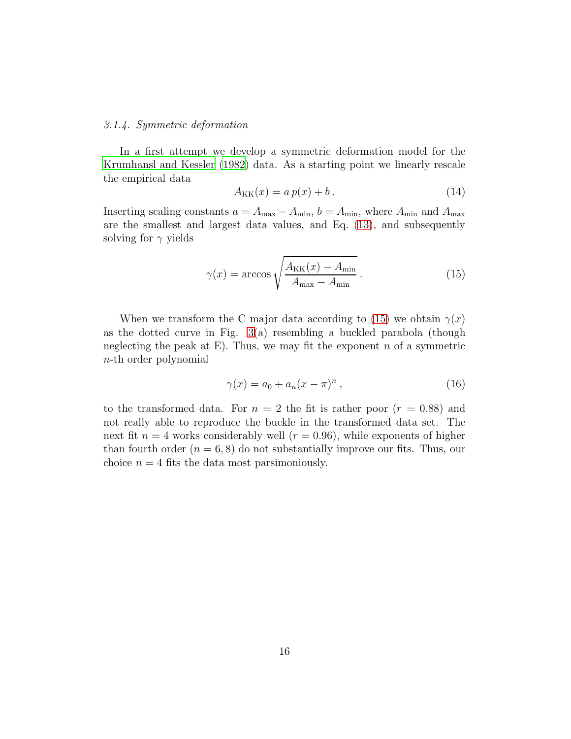#### *3.1.4. Symmetric deformation*

In a first attempt we develop a symmetric deformation model for the Krumhansl and Kessler (1982) data. As a starting point we linearly rescale the empirical data

$$A_{\mathrm{KK}}(x) = a\, p(x) + b\,. \tag{14}$$

Inserting scaling constants $a = A_{\max} - A_{\min}$, $b = A_{\min}$, where $A_{\min}$ and $A_{\max}$ are the smallest and largest data values, and Eq. (13), and subsequently solving for $\gamma$ yields

$$\gamma(x) = \arccos \sqrt{\frac{A_{\mathrm{KK}}(x) - A_{\min}}{A_{\max} - A_{\min}}}\,. \tag{15}$$

When we transform the C major data according to (15) we obtain $\gamma(x)$ as the dotted curve in Fig. 3(a) resembling a buckled parabola (though neglecting the peak at E). Thus, we may fit the exponent $n$ of a symmetric $n$-th order polynomial

$$\gamma(x) = a_0 + a_n(x - \pi)^n\,, \tag{16}$$

to the transformed data. For $n = 2$ the fit is rather poor ($r = 0.88$) and not really able to reproduce the buckle in the transformed data set. The next fit $n = 4$ works considerably well ($r = 0.96$), while exponents of higher than fourth order ($n = 6, 8$) do not substantially improve our fits. Thus, our choice $n = 4$ fits the data most parsimoniously.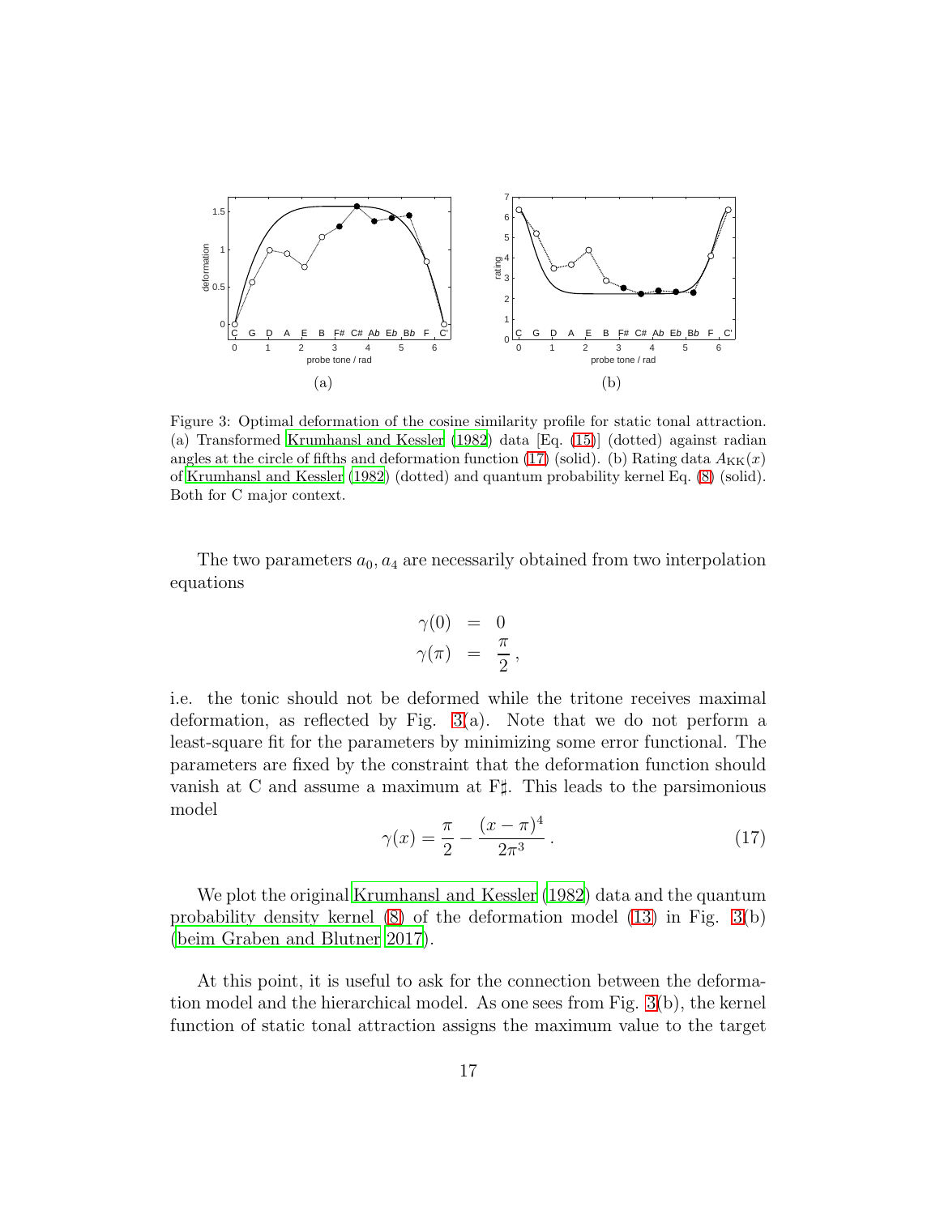Figure 3: Optimal deformation of the cosine similarity profile for static tonal attraction. (a) Transformed Krumhansl and Kessler (1982) data [Eq. (15)] (dotted) against radian angles at the circle of fifths and deformation function (17) (solid). (b) Rating data $A_{\mathrm{KK}}(x)$ of Krumhansl and Kessler (1982) (dotted) and quantum probability kernel Eq. (8) (solid). Both for C major context.

The two parameters $a_0, a_4$ are necessarily obtained from two interpolation equations

$$
\begin{aligned}
\gamma(0) &= 0 \\
\gamma(\pi) &= \frac{\pi}{2} ,
\end{aligned}
$$

i.e. the tonic should not be deformed while the tritone receives maximal deformation, as reflected by Fig. 3(a). Note that we do not perform a least-square fit for the parameters by minimizing some error functional. The parameters are fixed by the constraint that the deformation function should vanish at C and assume a maximum at F♯. This leads to the parsimonious model

$$
\gamma(x) = \frac{\pi}{2} - \frac{(x-\pi)^4}{2\pi^3} . \tag{17}
$$

We plot the original Krumhansl and Kessler (1982) data and the quantum probability density kernel (8) of the deformation model (13) in Fig. 3(b) (beim Graben and Blutner 2017).

At this point, it is useful to ask for the connection between the deformation model and the hierarchical model. As one sees from Fig. 3(b), the kernel function of static tonal attraction assigns the maximum value to the target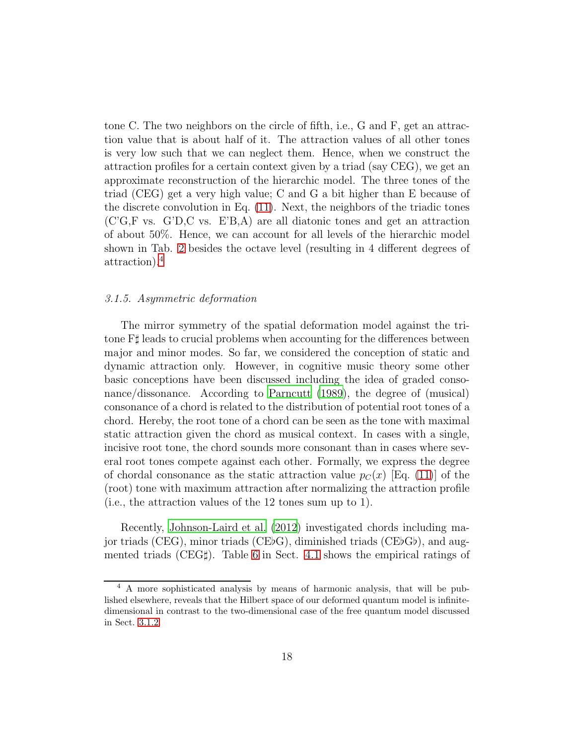tone C. The two neighbors on the circle of fifth, i.e., G and F, get an attraction value that is about half of it. The attraction values of all other tones is very low such that we can neglect them. Hence, when we construct the attraction profiles for a certain context given by a triad (say CEG), we get an approximate reconstruction of the hierarchic model. The three tones of the triad (CEG) get a very high value; C and G a bit higher than E because of the discrete convolution in Eq. (11). Next, the neighbors of the triadic tones (C'G,F vs. G'D,C vs. E'B,A) are all diatonic tones and get an attraction of about 50%. Hence, we can account for all levels of the hierarchic model shown in Tab. 2 besides the octave level (resulting in 4 different degrees of attraction).[4]

### *3.1.5. Asymmetric deformation*

The mirror symmetry of the spatial deformation model against the tritone F♯ leads to crucial problems when accounting for the differences between major and minor modes. So far, we considered the conception of static and dynamic attraction only. However, in cognitive music theory some other basic conceptions have been discussed including the idea of graded consonance/dissonance. According to Parncutt (1989), the degree of (musical) consonance of a chord is related to the distribution of potential root tones of a chord. Hereby, the root tone of a chord can be seen as the tone with maximal static attraction given the chord as musical context. In cases with a single, incisive root tone, the chord sounds more consonant than in cases where several root tones compete against each other. Formally, we express the degree of chordal consonance as the static attraction value $p_C(x)$ [Eq. (11)] of the (root) tone with maximum attraction after normalizing the attraction profile (i.e., the attraction values of the 12 tones sum up to 1).

Recently, Johnson-Laird et al. (2012) investigated chords including major triads (CEG), minor triads (CE♭G), diminished triads (CE♭G♭), and augmented triads (CEG♯). Table 6 in Sect. 4.1 shows the empirical ratings of

[4] A more sophisticated analysis by means of harmonic analysis, that will be published elsewhere, reveals that the Hilbert space of our deformed quantum model is infinite-dimensional in contrast to the two-dimensional case of the free quantum model discussed in Sect. 3.1.2.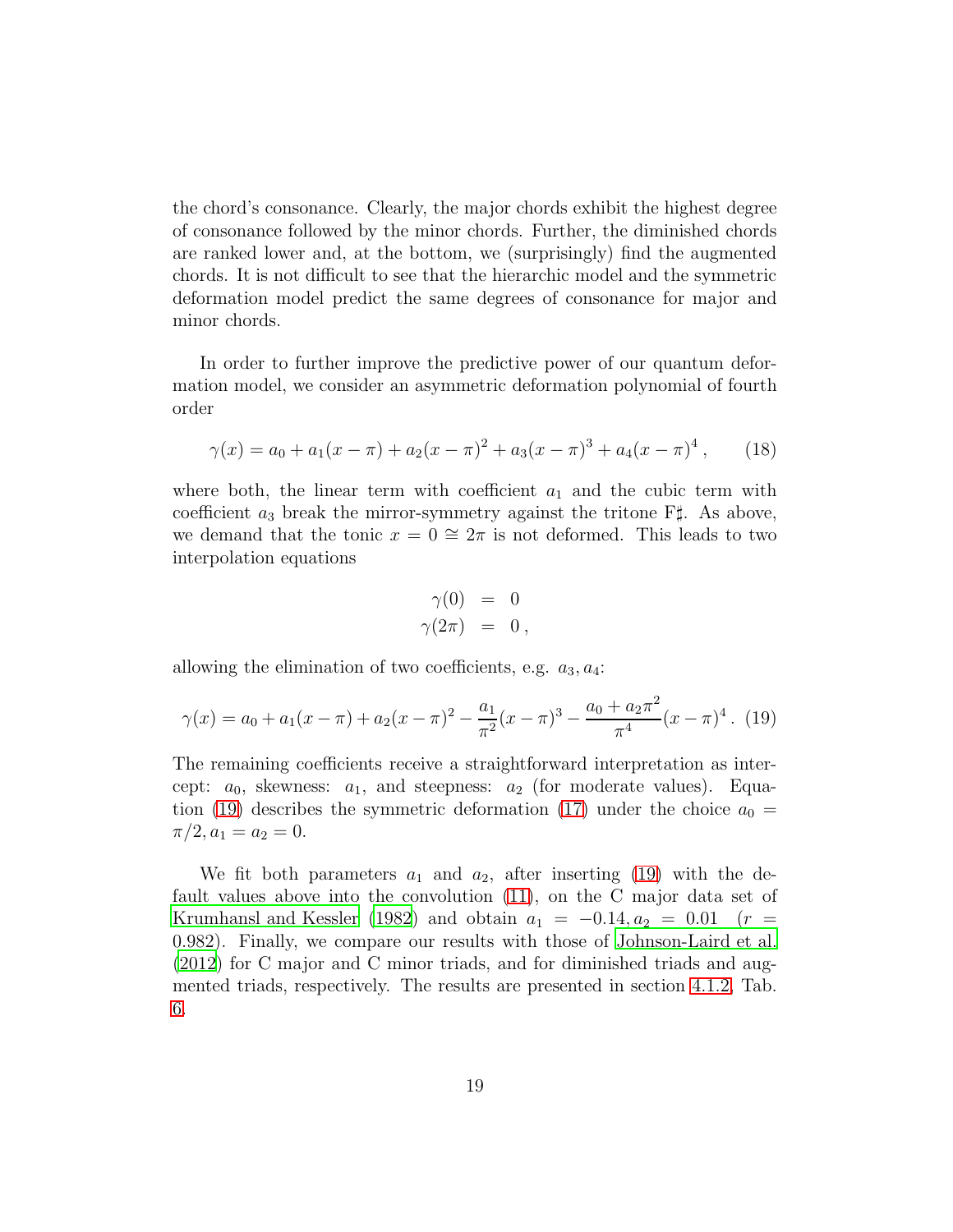the chord's consonance. Clearly, the major chords exhibit the highest degree of consonance followed by the minor chords. Further, the diminished chords are ranked lower and, at the bottom, we (surprisingly) find the augmented chords. It is not difficult to see that the hierarchic model and the symmetric deformation model predict the same degrees of consonance for major and minor chords.

In order to further improve the predictive power of our quantum deformation model, we consider an asymmetric deformation polynomial of fourth order

$$\gamma(x) = a_0 + a_1(x - \pi) + a_2(x - \pi)^2 + a_3(x - \pi)^3 + a_4(x - \pi)^4 \,, \tag{18}$$

where both, the linear term with coefficient $a_1$ and the cubic term with coefficient $a_3$ break the mirror-symmetry against the tritone F♯. As above, we demand that the tonic $x = 0 \cong 2\pi$ is not deformed. This leads to two interpolation equations

$$\begin{aligned} \gamma(0) &= 0 \\ \gamma(2\pi) &= 0 \,, \end{aligned}$$

allowing the elimination of two coefficients, e.g. $a_3, a_4$:

$$\gamma(x) = a_0 + a_1(x - \pi) + a_2(x - \pi)^2 - \frac{a_1}{\pi^2}(x - \pi)^3 - \frac{a_0 + a_2\pi^2}{\pi^4}(x - \pi)^4 \,. \tag{19}$$

The remaining coefficients receive a straightforward interpretation as intercept: $a_0$, skewness: $a_1$, and steepness: $a_2$ (for moderate values). Equation (19) describes the symmetric deformation (17) under the choice $a_0 = \pi/2, a_1 = a_2 = 0$.

We fit both parameters $a_1$ and $a_2$, after inserting (19) with the default values above into the convolution (11), on the C major data set of Krumhansl and Kessler (1982) and obtain $a_1 = -0.14, a_2 = 0.01 \quad (r = 0.982)$. Finally, we compare our results with those of Johnson-Laird et al. (2012) for C major and C minor triads, and for diminished triads and augmented triads, respectively. The results are presented in section 4.1.2, Tab. 6.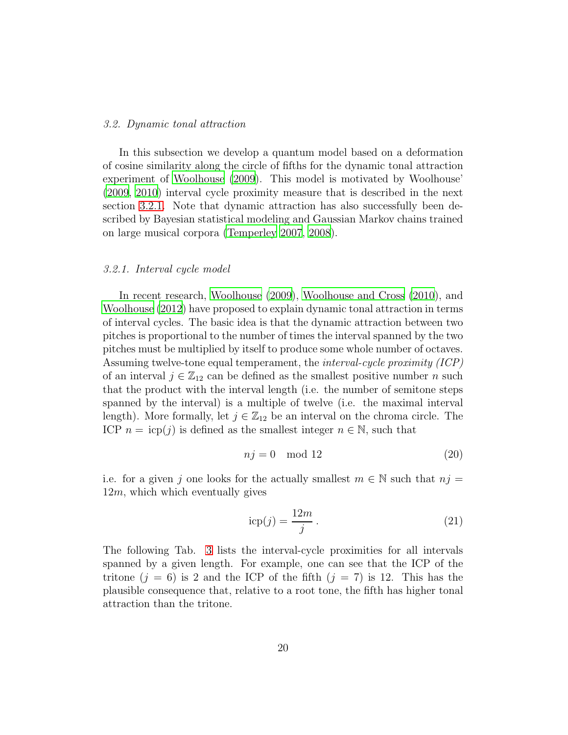### *3.2. Dynamic tonal attraction*

In this subsection we develop a quantum model based on a deformation of cosine similarity along the circle of fifths for the dynamic tonal attraction experiment of Woolhouse (2009). This model is motivated by Woolhouse' (2009, 2010) interval cycle proximity measure that is described in the next section 3.2.1. Note that dynamic attraction has also successfully been described by Bayesian statistical modeling and Gaussian Markov chains trained on large musical corpora (Temperley 2007, 2008).

#### *3.2.1. Interval cycle model*

In recent research, Woolhouse (2009), Woolhouse and Cross (2010), and Woolhouse (2012) have proposed to explain dynamic tonal attraction in terms of interval cycles. The basic idea is that the dynamic attraction between two pitches is proportional to the number of times the interval spanned by the two pitches must be multiplied by itself to produce some whole number of octaves. Assuming twelve-tone equal temperament, the *interval-cycle proximity (ICP)* of an interval $j \in \mathbb{Z}_{12}$ can be defined as the smallest positive number $n$ such that the product with the interval length (i.e. the number of semitone steps spanned by the interval) is a multiple of twelve (i.e. the maximal interval length). More formally, let $j \in \mathbb{Z}_{12}$ be an interval on the chroma circle. The ICP $n = \mathrm{icp}(j)$ is defined as the smallest integer $n \in \mathbb{N}$, such that

$$nj = 0 \mod 12 \tag{20}$$

i.e. for a given $j$ one looks for the actually smallest $m \in \mathbb{N}$ such that $nj = 12m$, which which eventually gives

$$\mathrm{icp}(j) = \frac{12m}{j} \, . \tag{21}$$

The following Tab. 3 lists the interval-cycle proximities for all intervals spanned by a given length. For example, one can see that the ICP of the tritone ($j = 6$) is 2 and the ICP of the fifth ($j = 7$) is 12. This has the plausible consequence that, relative to a root tone, the fifth has higher tonal attraction than the tritone.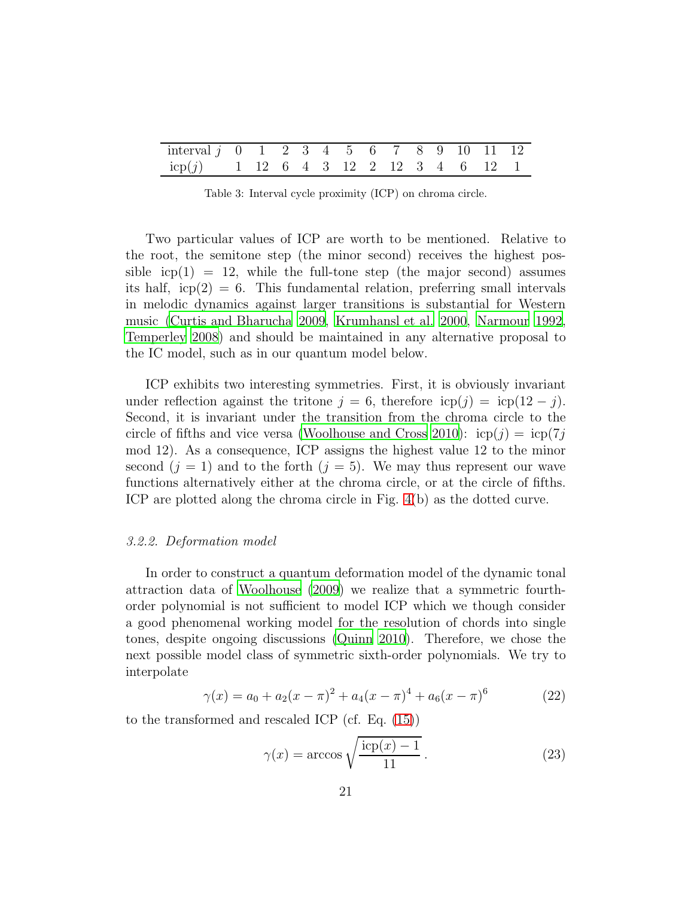| interval $j$ | 0 | 1 | 2 | 3 | 4 | 5 | 6 | 7 | 8 | 9 | 10 | 11 | 12 |
|---|---|---|---|---|---|---|---|---|---|---|---|---|---|
| icp($j$) | 1 | 12 | 6 | 4 | 3 | 12 | 2 | 12 | 3 | 4 | 6 | 12 | 1 |

Table 3: Interval cycle proximity (ICP) on chroma circle.

Two particular values of ICP are worth to be mentioned. Relative to the root, the semitone step (the minor second) receives the highest possible $\text{icp}(1) = 12$, while the full-tone step (the major second) assumes its half, $\text{icp}(2) = 6$. This fundamental relation, preferring small intervals in melodic dynamics against larger transitions is substantial for Western music (Curtis and Bharucha 2009, Krumhansl et al. 2000, Narmour 1992, Temperley 2008) and should be maintained in any alternative proposal to the IC model, such as in our quantum model below.

ICP exhibits two interesting symmetries. First, it is obviously invariant under reflection against the tritone $j = 6$, therefore $\text{icp}(j) = \text{icp}(12 - j)$. Second, it is invariant under the transition from the chroma circle to the circle of fifths and vice versa (Woolhouse and Cross 2010): $\text{icp}(j) = \text{icp}(7j \mod 12)$. As a consequence, ICP assigns the highest value 12 to the minor second ($j = 1$) and to the forth ($j = 5$). We may thus represent our wave functions alternatively either at the chroma circle, or at the circle of fifths. ICP are plotted along the chroma circle in Fig. 4(b) as the dotted curve.

### *3.2.2. Deformation model*

In order to construct a quantum deformation model of the dynamic tonal attraction data of Woolhouse (2009) we realize that a symmetric fourth-order polynomial is not sufficient to model ICP which we though consider a good phenomenal working model for the resolution of chords into single tones, despite ongoing discussions (Quinn 2010). Therefore, we chose the next possible model class of symmetric sixth-order polynomials. We try to interpolate

$$\gamma(x) = a_0 + a_2(x - \pi)^2 + a_4(x - \pi)^4 + a_6(x - \pi)^6 \tag{22}$$

to the transformed and rescaled ICP (cf. Eq. (15))

$$\gamma(x) = \arccos \sqrt{\frac{\text{icp}(x) - 1}{11}} \,. \tag{23}$$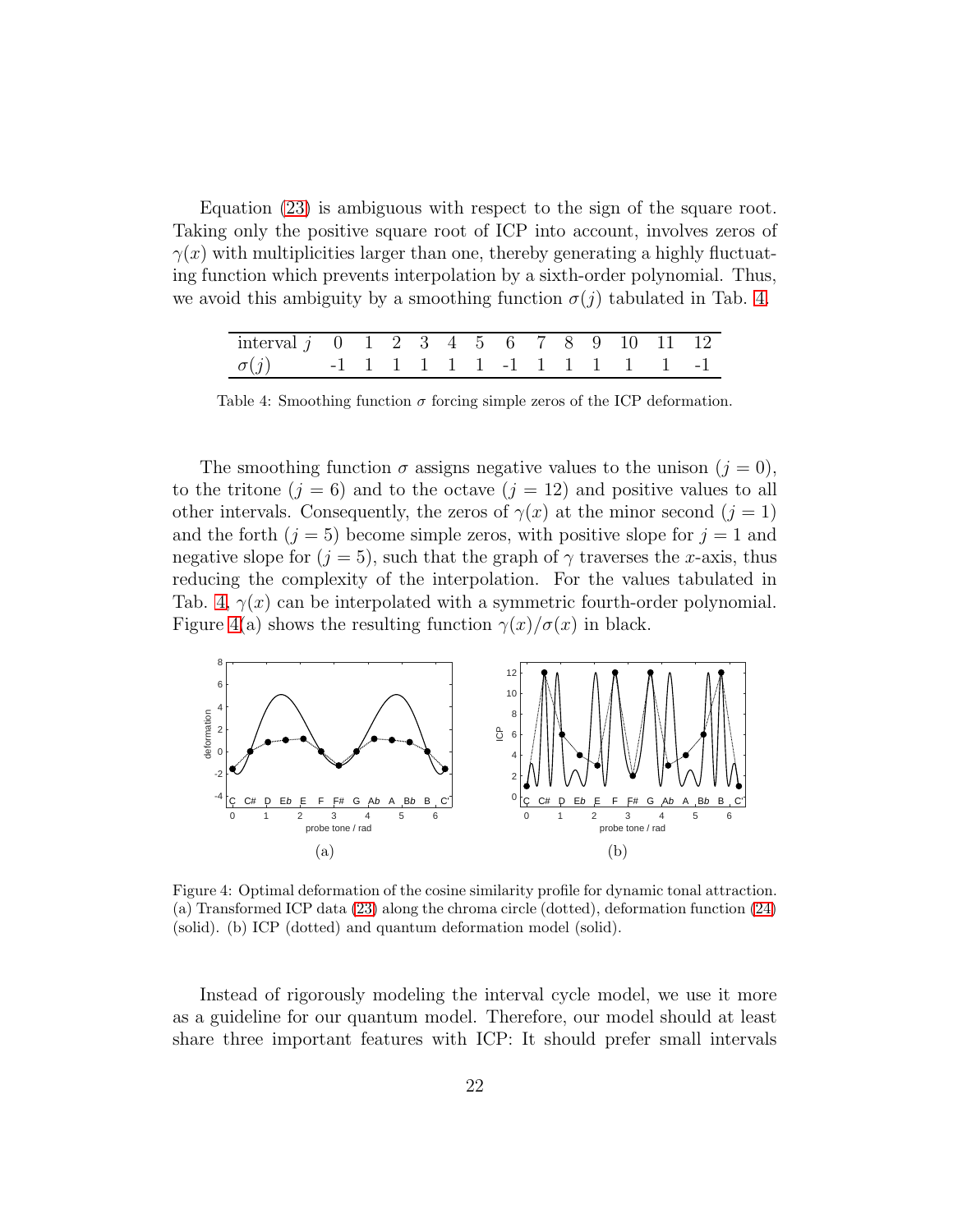Equation (23) is ambiguous with respect to the sign of the square root. Taking only the positive square root of ICP into account, involves zeros of $\gamma(x)$ with multiplicities larger than one, thereby generating a highly fluctuating function which prevents interpolation by a sixth-order polynomial. Thus, we avoid this ambiguity by a smoothing function $\sigma(j)$ tabulated in Tab. 4.

| interval $j$ | 0 | 1 | 2 | 3 | 4 | 5 | 6 | 7 | 8 | 9 | 10 | 11 | 12 |
|---|---|---|---|---|---|---|---|---|---|---|---|---|---|
| $\sigma(j)$ | -1 | 1 | 1 | 1 | 1 | 1 | -1 | 1 | 1 | 1 | 1 | 1 | -1 |

Table 4: Smoothing function $\sigma$ forcing simple zeros of the ICP deformation.

The smoothing function $\sigma$ assigns negative values to the unison ($j = 0$), to the tritone ($j = 6$) and to the octave ($j = 12$) and positive values to all other intervals. Consequently, the zeros of $\gamma(x)$ at the minor second ($j = 1$) and the forth ($j = 5$) become simple zeros, with positive slope for $j = 1$ and negative slope for ($j = 5$), such that the graph of $\gamma$ traverses the $x$-axis, thus reducing the complexity of the interpolation. For the values tabulated in Tab. 4, $\gamma(x)$ can be interpolated with a symmetric fourth-order polynomial. Figure 4(a) shows the resulting function $\gamma(x)/\sigma(x)$ in black.

(a)

(b)

Figure 4: Optimal deformation of the cosine similarity profile for dynamic tonal attraction. (a) Transformed ICP data (23) along the chroma circle (dotted), deformation function (24) (solid). (b) ICP (dotted) and quantum deformation model (solid).

Instead of rigorously modeling the interval cycle model, we use it more as a guideline for our quantum model. Therefore, our model should at least share three important features with ICP: It should prefer small intervals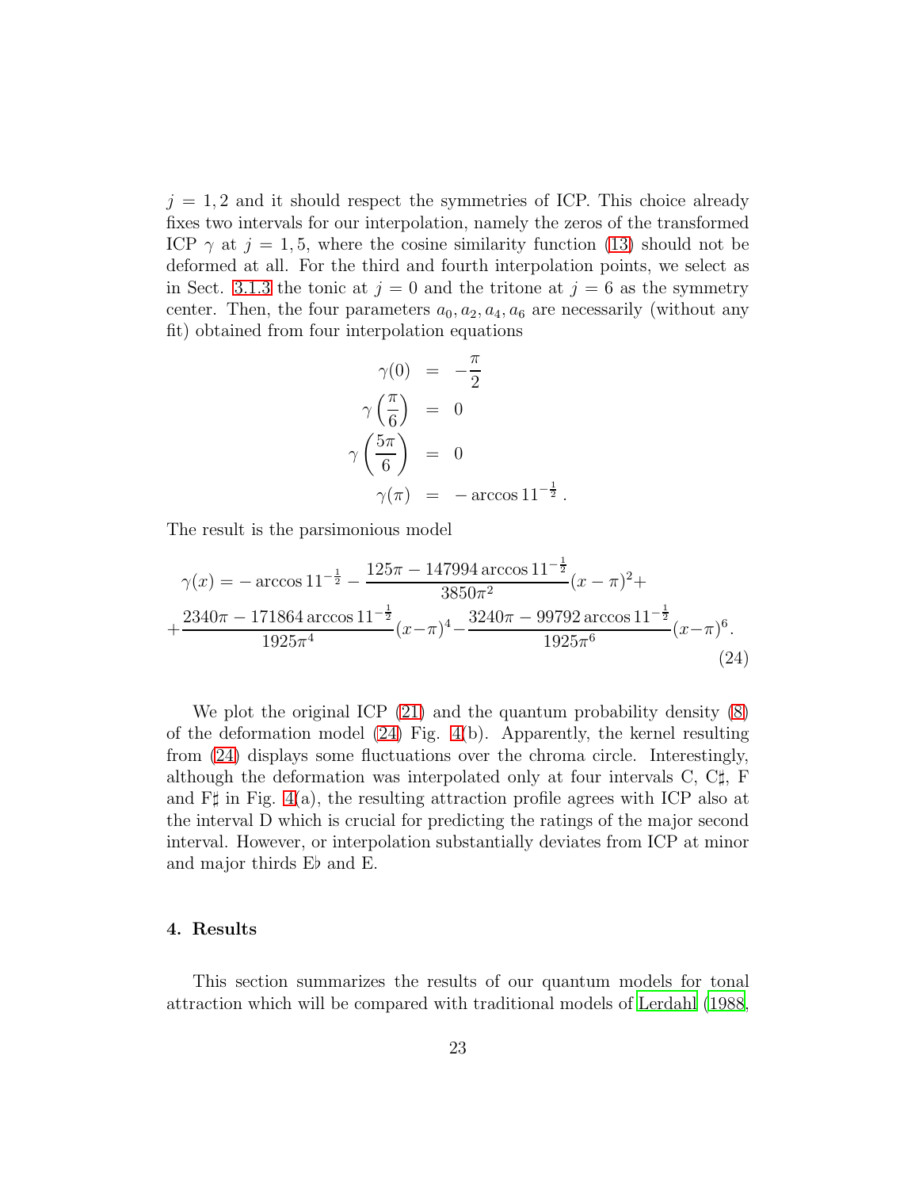$j = 1, 2$ and it should respect the symmetries of ICP. This choice already fixes two intervals for our interpolation, namely the zeros of the transformed ICP $\gamma$ at $j = 1, 5$, where the cosine similarity function (13) should not be deformed at all. For the third and fourth interpolation points, we select as in Sect. 3.1.3 the tonic at $j = 0$ and the tritone at $j = 6$ as the symmetry center. Then, the four parameters $a_0, a_2, a_4, a_6$ are necessarily (without any fit) obtained from four interpolation equations

$$
\begin{aligned}
\gamma(0) &= -\frac{\pi}{2} \\
\gamma\left(\frac{\pi}{6}\right) &= 0 \\
\gamma\left(\frac{5\pi}{6}\right) &= 0 \\
\gamma(\pi) &= -\arccos 11^{-\frac{1}{2}} \,.
\end{aligned}
$$

The result is the parsimonious model

$$
\gamma(x) = -\arccos 11^{-\frac{1}{2}} - \frac{125\pi - 147994 \arccos 11^{-\frac{1}{2}}}{3850\pi^2}(x-\pi)^2 + \\
+ \frac{2340\pi - 171864 \arccos 11^{-\frac{1}{2}}}{1925\pi^4}(x-\pi)^4 - \frac{3240\pi - 99792 \arccos 11^{-\frac{1}{2}}}{1925\pi^6}(x-\pi)^6 . \tag{24}
$$

We plot the original ICP (21) and the quantum probability density (8) of the deformation model (24) Fig. 4(b). Apparently, the kernel resulting from (24) displays some fluctuations over the chroma circle. Interestingly, although the deformation was interpolated only at four intervals C, C♯, F and F♯ in Fig. 4(a), the resulting attraction profile agrees with ICP also at the interval D which is crucial for predicting the ratings of the major second interval. However, or interpolation substantially deviates from ICP at minor and major thirds E♭ and E.

## 4. Results

This section summarizes the results of our quantum models for tonal attraction which will be compared with traditional models of Lerdahl (1988,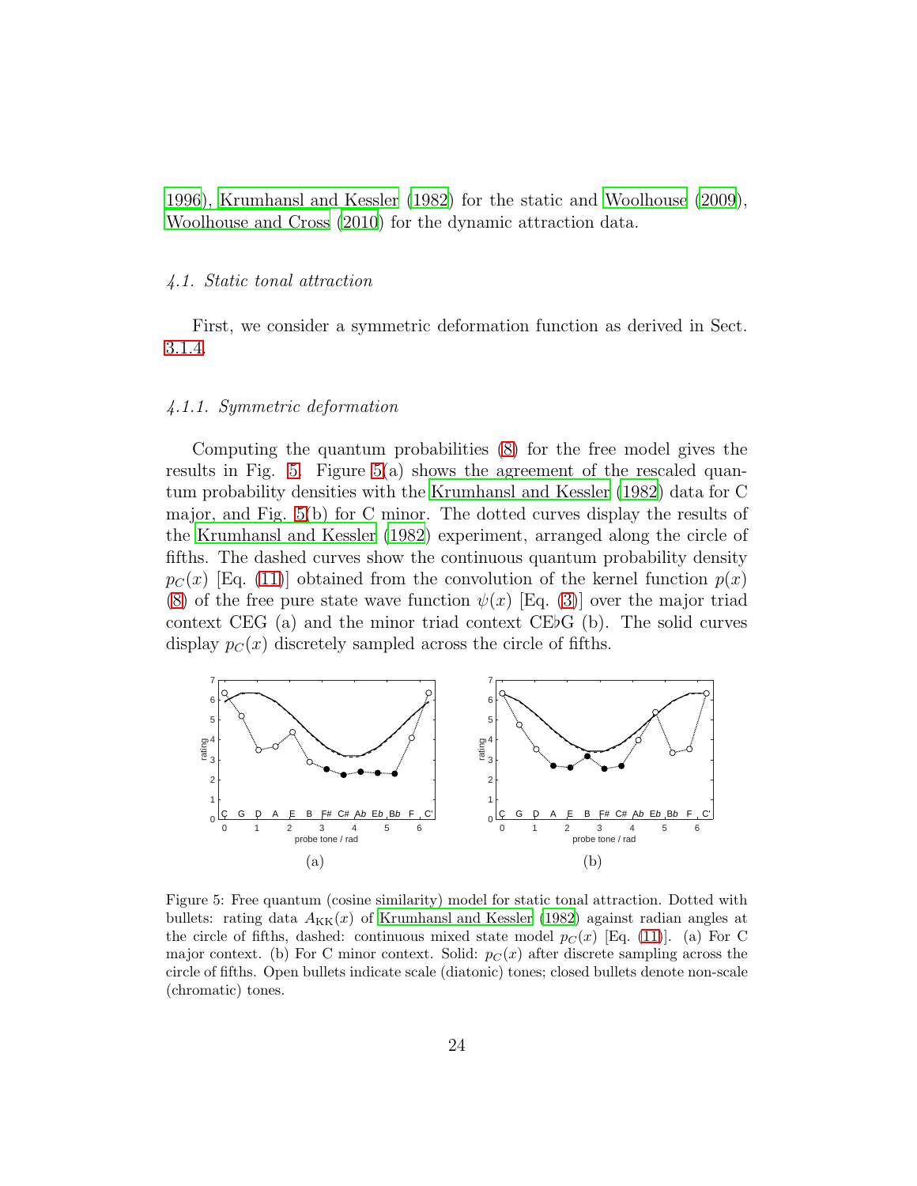1996), Krumhansl and Kessler (1982) for the static and Woolhouse (2009), Woolhouse and Cross (2010) for the dynamic attraction data.

### 4.1. Static tonal attraction

First, we consider a symmetric deformation function as derived in Sect. 3.1.4.

#### 4.1.1. Symmetric deformation

Computing the quantum probabilities (8) for the free model gives the results in Fig. 5. Figure 5(a) shows the agreement of the rescaled quantum probability densities with the Krumhansl and Kessler (1982) data for C major, and Fig. 5(b) for C minor. The dotted curves display the results of the Krumhansl and Kessler (1982) experiment, arranged along the circle of fifths. The dashed curves show the continuous quantum probability density $p_C(x)$ [Eq. (11)] obtained from the convolution of the kernel function $p(x)$ (8) of the free pure state wave function $\psi(x)$ [Eq. (3)] over the major triad context CEG (a) and the minor triad context C E♭G (b). The solid curves display $p_C(x)$ discretely sampled across the circle of fifths.

Figure 5: Free quantum (cosine similarity) model for static tonal attraction. Dotted with bullets: rating data $A_{\mathrm{KK}}(x)$ of Krumhansl and Kessler (1982) against radian angles at the circle of fifths, dashed: continuous mixed state model $p_C(x)$ [Eq. (11)]. (a) For C major context. (b) For C minor context. Solid: $p_C(x)$ after discrete sampling across the circle of fifths. Open bullets indicate scale (diatonic) tones; closed bullets denote non-scale (chromatic) tones.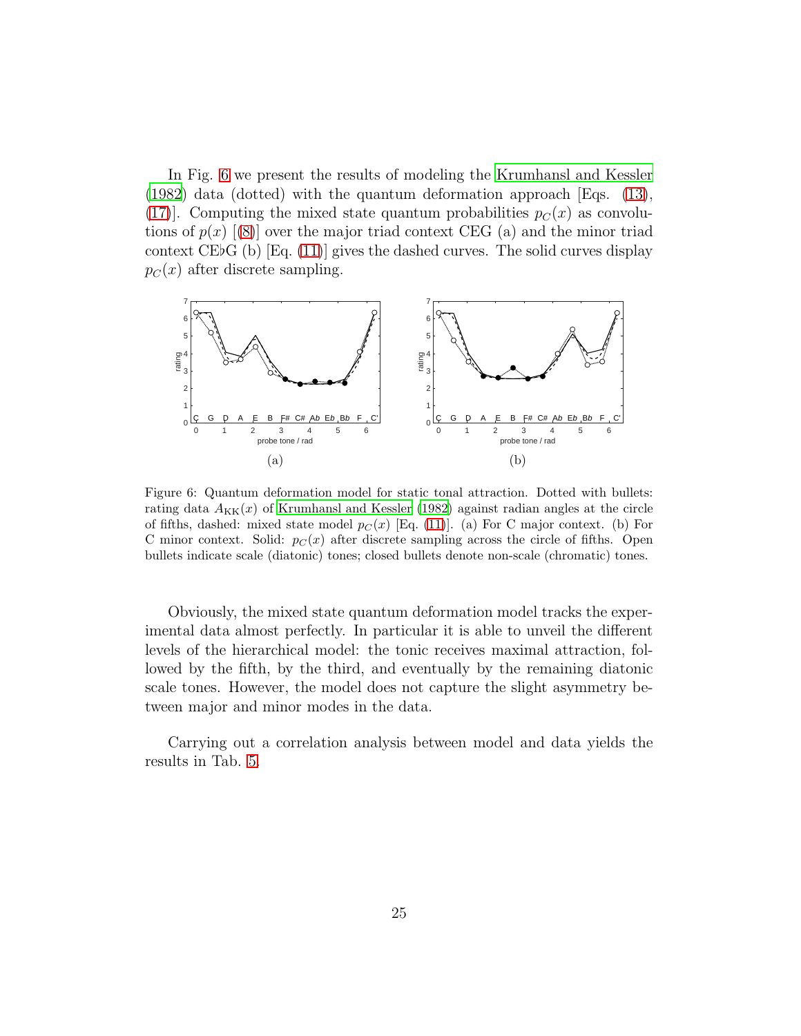In Fig. 6 we present the results of modeling the Krumhansl and Kessler (1982) data (dotted) with the quantum deformation approach [Eqs. (13), (17)]. Computing the mixed state quantum probabilities $p_C(x)$ as convolutions of $p(x)$ [(8)] over the major triad context CEG (a) and the minor triad context CE♭G (b) [Eq. (11)] gives the dashed curves. The solid curves display $p_C(x)$ after discrete sampling.

(a)

(b)

Figure 6: Quantum deformation model for static tonal attraction. Dotted with bullets: rating data $A_{\mathrm{KK}}(x)$ of Krumhansl and Kessler (1982) against radian angles at the circle of fifths, dashed: mixed state model $p_C(x)$ [Eq. (11)]. (a) For C major context. (b) For C minor context. Solid: $p_C(x)$ after discrete sampling across the circle of fifths. Open bullets indicate scale (diatonic) tones; closed bullets denote non-scale (chromatic) tones.

Obviously, the mixed state quantum deformation model tracks the experimental data almost perfectly. In particular it is able to unveil the different levels of the hierarchical model: the tonic receives maximal attraction, followed by the fifth, by the third, and eventually by the remaining diatonic scale tones. However, the model does not capture the slight asymmetry between major and minor modes in the data.

Carrying out a correlation analysis between model and data yields the results in Tab. 5.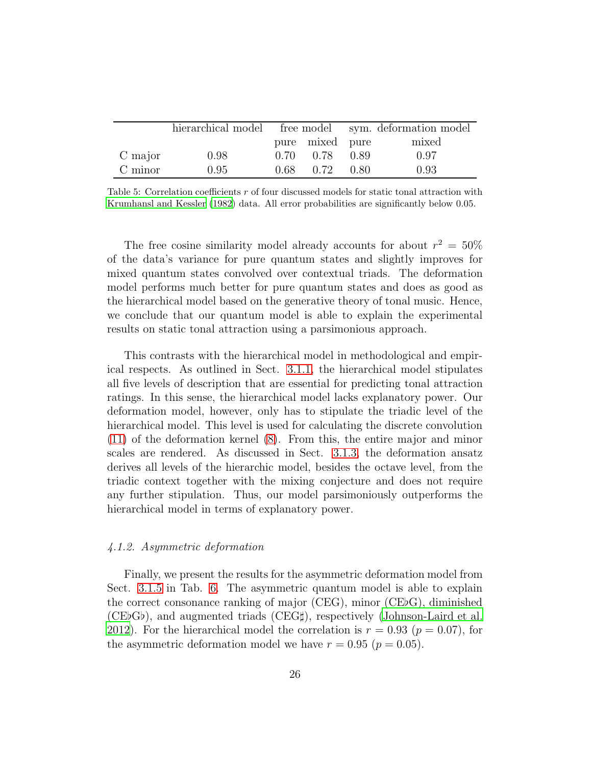| | hierarchical model | free model | | sym. deformation model | |
|---|---|---|---|---|---|
| | | pure | mixed | pure | mixed |
| C major | 0.98 | 0.70 | 0.78 | 0.89 | 0.97 |
| C minor | 0.95 | 0.68 | 0.72 | 0.80 | 0.93 |

Table 5: Correlation coefficients $r$ of four discussed models for static tonal attraction with Krumhansl and Kessler (1982) data. All error probabilities are significantly below 0.05.

The free cosine similarity model already accounts for about $r^2 = 50\%$ of the data's variance for pure quantum states and slightly improves for mixed quantum states convolved over contextual triads. The deformation model performs much better for pure quantum states and does as good as the hierarchical model based on the generative theory of tonal music. Hence, we conclude that our quantum model is able to explain the experimental results on static tonal attraction using a parsimonious approach.

This contrasts with the hierarchical model in methodological and empirical respects. As outlined in Sect. 3.1.1, the hierarchical model stipulates all five levels of description that are essential for predicting tonal attraction ratings. In this sense, the hierarchical model lacks explanatory power. Our deformation model, however, only has to stipulate the triadic level of the hierarchical model. This level is used for calculating the discrete convolution (11) of the deformation kernel (8). From this, the entire major and minor scales are rendered. As discussed in Sect. 3.1.3, the deformation ansatz derives all levels of the hierarchic model, besides the octave level, from the triadic context together with the mixing conjecture and does not require any further stipulation. Thus, our model parsimoniously outperforms the hierarchical model in terms of explanatory power.

#### *4.1.2. Asymmetric deformation*

Finally, we present the results for the asymmetric deformation model from Sect. 3.1.5 in Tab. 6. The asymmetric quantum model is able to explain the correct consonance ranking of major (CEG), minor (CE♭G), diminished (CE♭G♭), and augmented triads (CEG♯), respectively (Johnson-Laird et al. 2012). For the hierarchical model the correlation is $r = 0.93$ ($p = 0.07$), for the asymmetric deformation model we have $r = 0.95$ ($p = 0.05$).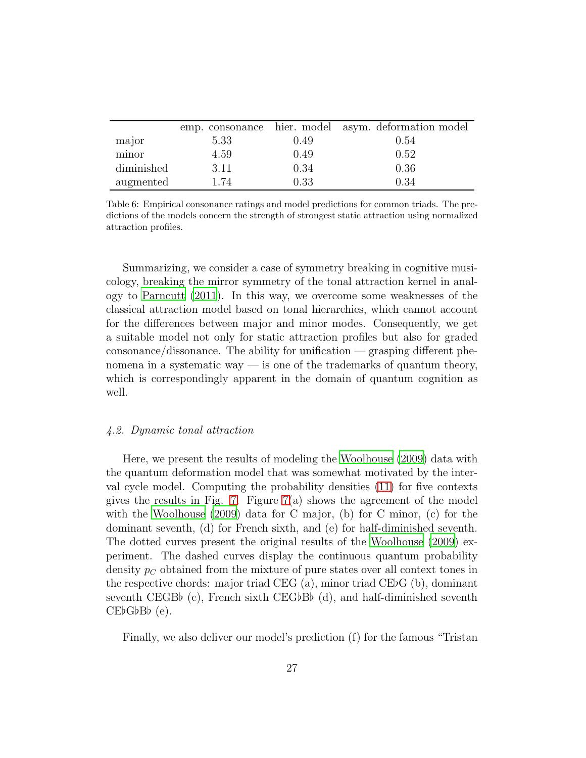| | emp. consonance | hier. model | asym. deformation model |
|---|---|---|---|
| major | 5.33 | 0.49 | 0.54 |
| minor | 4.59 | 0.49 | 0.52 |
| diminished | 3.11 | 0.34 | 0.36 |
| augmented | 1.74 | 0.33 | 0.34 |

Table 6: Empirical consonance ratings and model predictions for common triads. The predictions of the models concern the strength of strongest static attraction using normalized attraction profiles.

Summarizing, we consider a case of symmetry breaking in cognitive musicology, breaking the mirror symmetry of the tonal attraction kernel in analogy to Parncutt (2011). In this way, we overcome some weaknesses of the classical attraction model based on tonal hierarchies, which cannot account for the differences between major and minor modes. Consequently, we get a suitable model not only for static attraction profiles but also for graded consonance/dissonance. The ability for unification — grasping different phenomena in a systematic way — is one of the trademarks of quantum theory, which is correspondingly apparent in the domain of quantum cognition as well.

### *4.2. Dynamic tonal attraction*

Here, we present the results of modeling the Woolhouse (2009) data with the quantum deformation model that was somewhat motivated by the interval cycle model. Computing the probability densities (11) for five contexts gives the results in Fig. 7. Figure 7(a) shows the agreement of the model with the Woolhouse (2009) data for C major, (b) for C minor, (c) for the dominant seventh, (d) for French sixth, and (e) for half-diminished seventh. The dotted curves present the original results of the Woolhouse (2009) experiment. The dashed curves display the continuous quantum probability density $p_C$ obtained from the mixture of pure states over all context tones in the respective chords: major triad CEG (a), minor triad CE♭G (b), dominant seventh CEGB♭ (c), French sixth CEG♭B♭ (d), and half-diminished seventh CE♭G♭B♭ (e).

Finally, we also deliver our model's prediction (f) for the famous "Tristan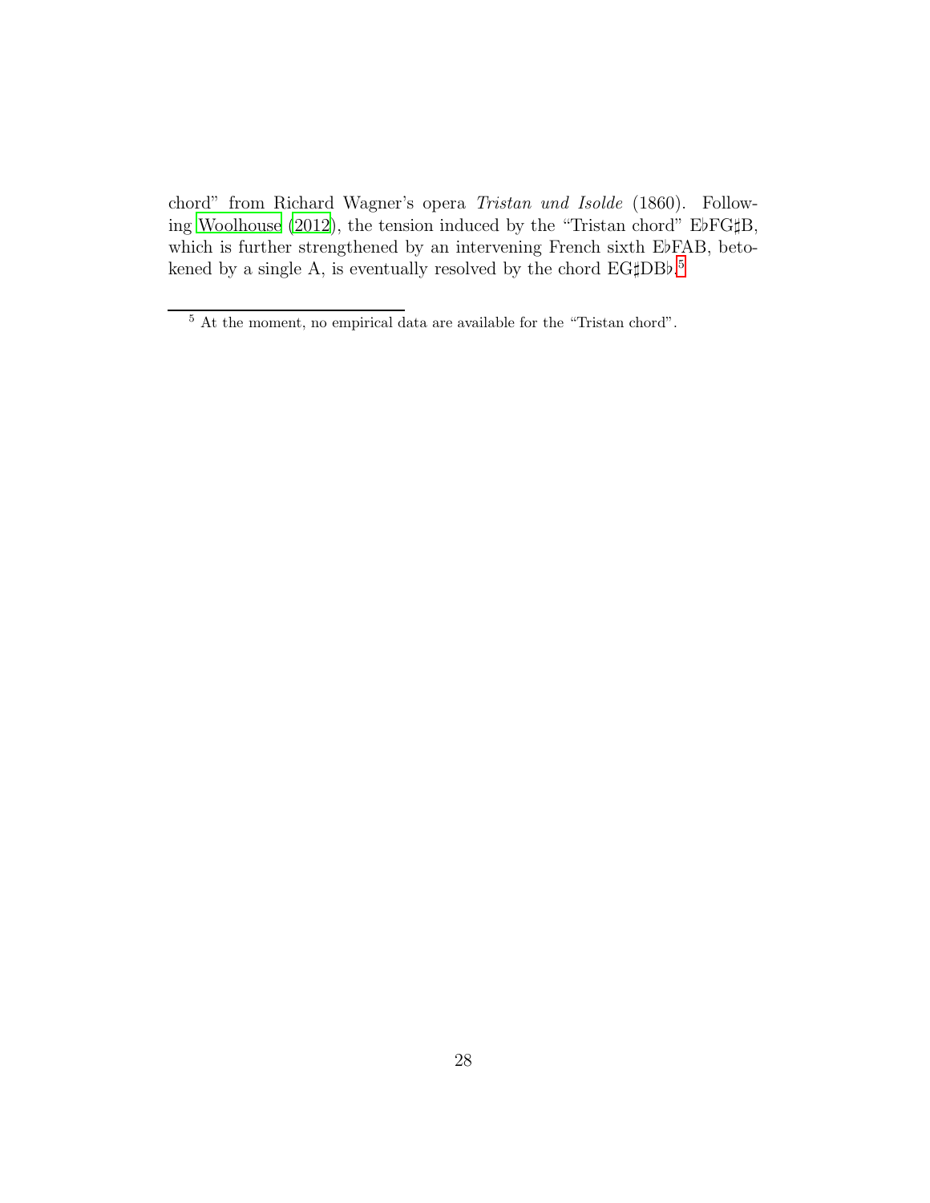chord" from Richard Wagner's opera *Tristan und Isolde* (1860). Following Woolhouse (2012), the tension induced by the "Tristan chord" E♭FG♯B, which is further strengthened by an intervening French sixth E♭FAB, betokened by a single A, is eventually resolved by the chord EG♯DB♭.[5]

[5] At the moment, no empirical data are available for the "Tristan chord".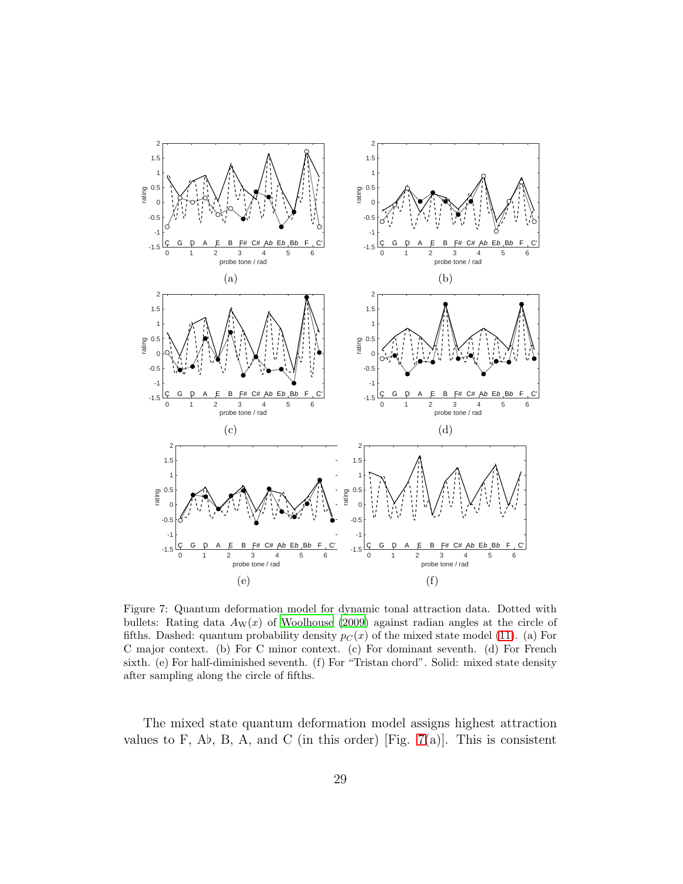Figure 7: Quantum deformation model for dynamic tonal attraction data. Dotted with bullets: Rating data $A_W(x)$ of Woolhouse (2009) against radian angles at the circle of fifths. Dashed: quantum probability density $p_C(x)$ of the mixed state model (11). (a) For C major context. (b) For C minor context. (c) For dominant seventh. (d) For French sixth. (e) For half-diminished seventh. (f) For "Tristan chord". Solid: mixed state density after sampling along the circle of fifths.

The mixed state quantum deformation model assigns highest attraction values to F, A♭, B, A, and C (in this order) [Fig. 7(a)]. This is consistent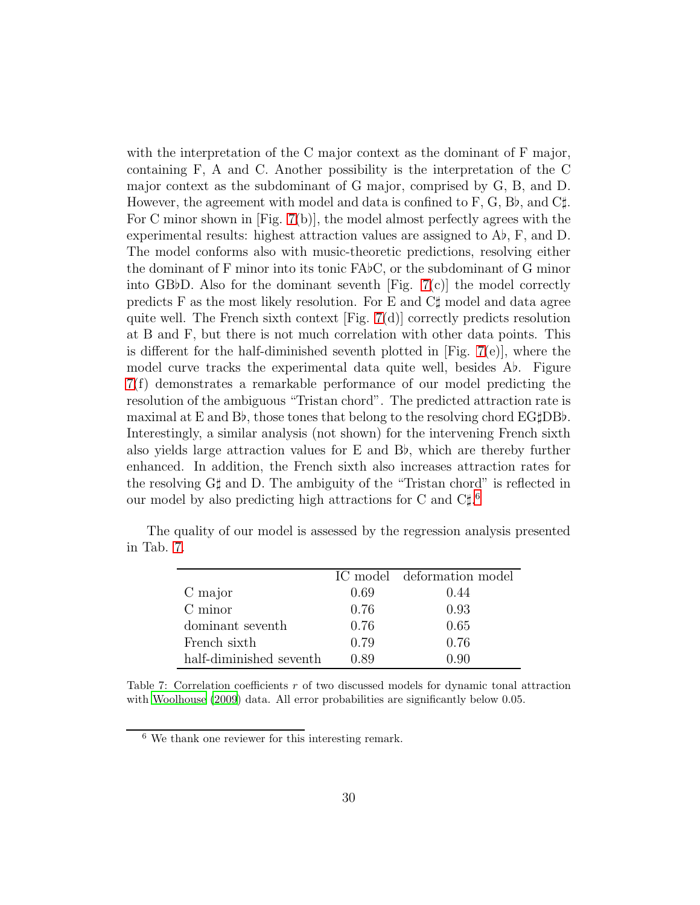with the interpretation of the C major context as the dominant of F major, containing F, A and C. Another possibility is the interpretation of the C major context as the subdominant of G major, comprised by G, B, and D. However, the agreement with model and data is confined to F, G, B♭, and C♯. For C minor shown in [Fig. 7(b)], the model almost perfectly agrees with the experimental results: highest attraction values are assigned to A♭, F, and D. The model conforms also with music-theoretic predictions, resolving either the dominant of F minor into its tonic FA♭C, or the subdominant of G minor into GB♭D. Also for the dominant seventh [Fig. 7(c)] the model correctly predicts F as the most likely resolution. For E and C♯ model and data agree quite well. The French sixth context [Fig. 7(d)] correctly predicts resolution at B and F, but there is not much correlation with other data points. This is different for the half-diminished seventh plotted in [Fig. 7(e)], where the model curve tracks the experimental data quite well, besides A♭. Figure 7(f) demonstrates a remarkable performance of our model predicting the resolution of the ambiguous "Tristan chord". The predicted attraction rate is maximal at E and B♭, those tones that belong to the resolving chord EG♯DB♭. Interestingly, a similar analysis (not shown) for the intervening French sixth also yields large attraction values for E and B♭, which are thereby further enhanced. In addition, the French sixth also increases attraction rates for the resolving G♯ and D. The ambiguity of the "Tristan chord" is reflected in our model by also predicting high attractions for C and C♯.[6]

The quality of our model is assessed by the regression analysis presented in Tab. 7.

| | IC model | deformation model |
|---|---|---|
| C major | 0.69 | 0.44 |
| C minor | 0.76 | 0.93 |
| dominant seventh | 0.76 | 0.65 |
| French sixth | 0.79 | 0.76 |
| half-diminished seventh | 0.89 | 0.90 |

Table 7: Correlation coefficients $r$ of two discussed models for dynamic tonal attraction with Woolhouse (2009) data. All error probabilities are significantly below 0.05.

[6] We thank one reviewer for this interesting remark.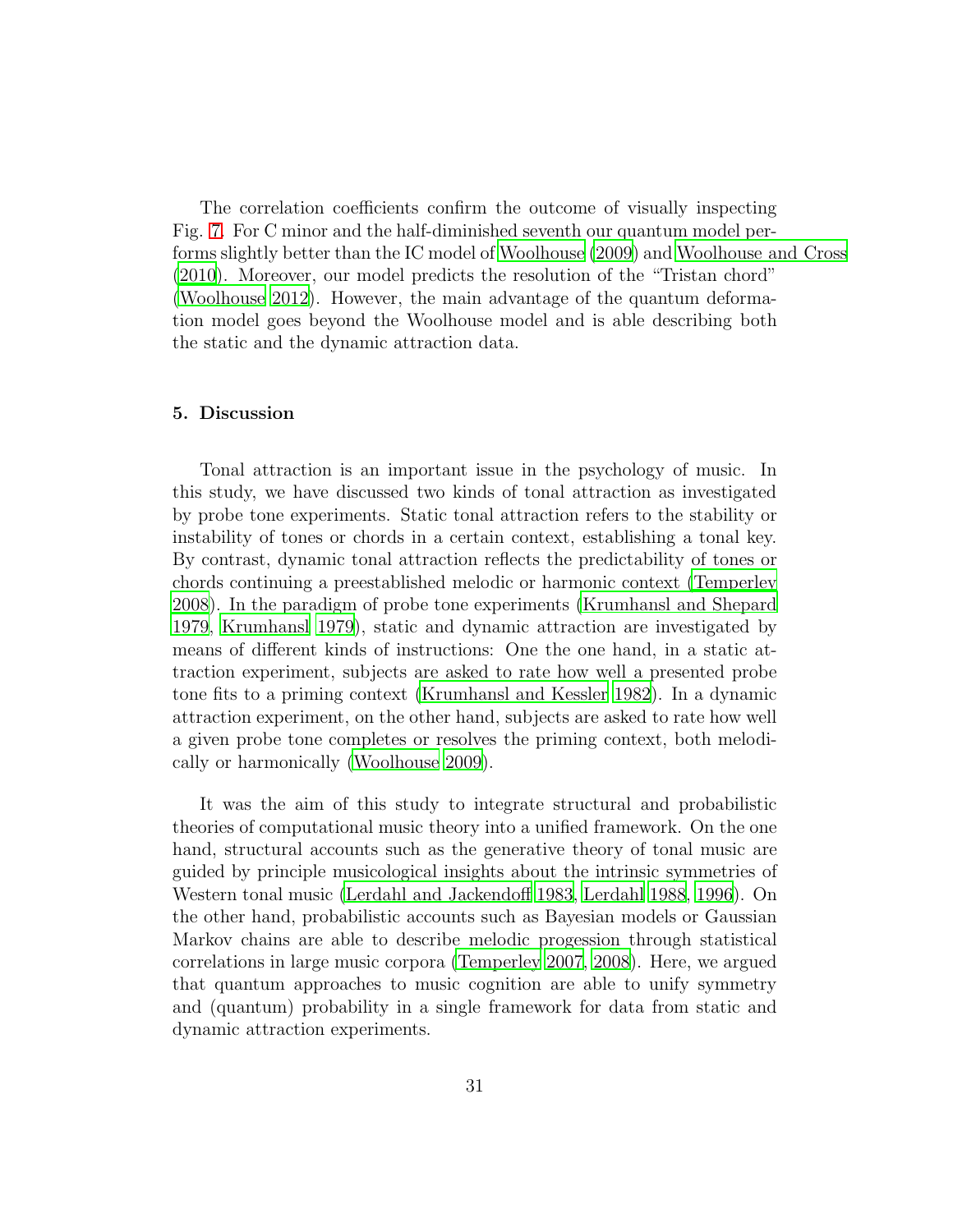The correlation coefficients confirm the outcome of visually inspecting Fig. 7. For C minor and the half-diminished seventh our quantum model performs slightly better than the IC model of Woolhouse (2009) and Woolhouse and Cross (2010). Moreover, our model predicts the resolution of the "Tristan chord" (Woolhouse 2012). However, the main advantage of the quantum deformation model goes beyond the Woolhouse model and is able describing both the static and the dynamic attraction data.

## 5. Discussion

Tonal attraction is an important issue in the psychology of music. In this study, we have discussed two kinds of tonal attraction as investigated by probe tone experiments. Static tonal attraction refers to the stability or instability of tones or chords in a certain context, establishing a tonal key. By contrast, dynamic tonal attraction reflects the predictability of tones or chords continuing a preestablished melodic or harmonic context (Temperley 2008). In the paradigm of probe tone experiments (Krumhansl and Shepard 1979, Krumhansl 1979), static and dynamic attraction are investigated by means of different kinds of instructions: One the one hand, in a static attraction experiment, subjects are asked to rate how well a presented probe tone fits to a priming context (Krumhansl and Kessler 1982). In a dynamic attraction experiment, on the other hand, subjects are asked to rate how well a given probe tone completes or resolves the priming context, both melodically or harmonically (Woolhouse 2009).

It was the aim of this study to integrate structural and probabilistic theories of computational music theory into a unified framework. On the one hand, structural accounts such as the generative theory of tonal music are guided by principle musicological insights about the intrinsic symmetries of Western tonal music (Lerdahl and Jackendoff 1983, Lerdahl 1988, 1996). On the other hand, probabilistic accounts such as Bayesian models or Gaussian Markov chains are able to describe melodic progession through statistical correlations in large music corpora (Temperley 2007, 2008). Here, we argued that quantum approaches to music cognition are able to unify symmetry and (quantum) probability in a single framework for data from static and dynamic attraction experiments.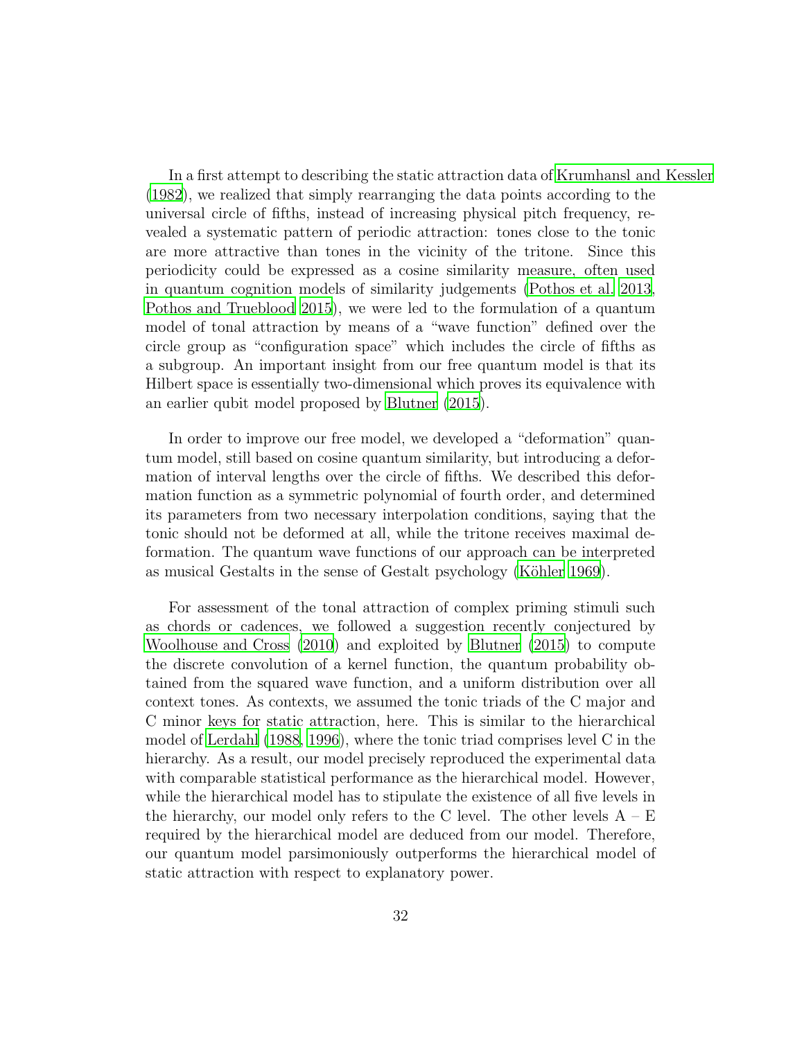In a first attempt to describing the static attraction data of Krumhansl and Kessler (1982), we realized that simply rearranging the data points according to the universal circle of fifths, instead of increasing physical pitch frequency, revealed a systematic pattern of periodic attraction: tones close to the tonic are more attractive than tones in the vicinity of the tritone. Since this periodicity could be expressed as a cosine similarity measure, often used in quantum cognition models of similarity judgements (Pothos et al. 2013, Pothos and Trueblood 2015), we were led to the formulation of a quantum model of tonal attraction by means of a "wave function" defined over the circle group as "configuration space" which includes the circle of fifths as a subgroup. An important insight from our free quantum model is that its Hilbert space is essentially two-dimensional which proves its equivalence with an earlier qubit model proposed by Blutner (2015).

In order to improve our free model, we developed a "deformation" quantum model, still based on cosine quantum similarity, but introducing a deformation of interval lengths over the circle of fifths. We described this deformation function as a symmetric polynomial of fourth order, and determined its parameters from two necessary interpolation conditions, saying that the tonic should not be deformed at all, while the tritone receives maximal deformation. The quantum wave functions of our approach can be interpreted as musical Gestalts in the sense of Gestalt psychology (Köhler 1969).

For assessment of the tonal attraction of complex priming stimuli such as chords or cadences, we followed a suggestion recently conjectured by Woolhouse and Cross (2010) and exploited by Blutner (2015) to compute the discrete convolution of a kernel function, the quantum probability obtained from the squared wave function, and a uniform distribution over all context tones. As contexts, we assumed the tonic triads of the C major and C minor keys for static attraction, here. This is similar to the hierarchical model of Lerdahl (1988, 1996), where the tonic triad comprises level C in the hierarchy. As a result, our model precisely reproduced the experimental data with comparable statistical performance as the hierarchical model. However, while the hierarchical model has to stipulate the existence of all five levels in the hierarchy, our model only refers to the C level. The other levels A – E required by the hierarchical model are deduced from our model. Therefore, our quantum model parsimoniously outperforms the hierarchical model of static attraction with respect to explanatory power.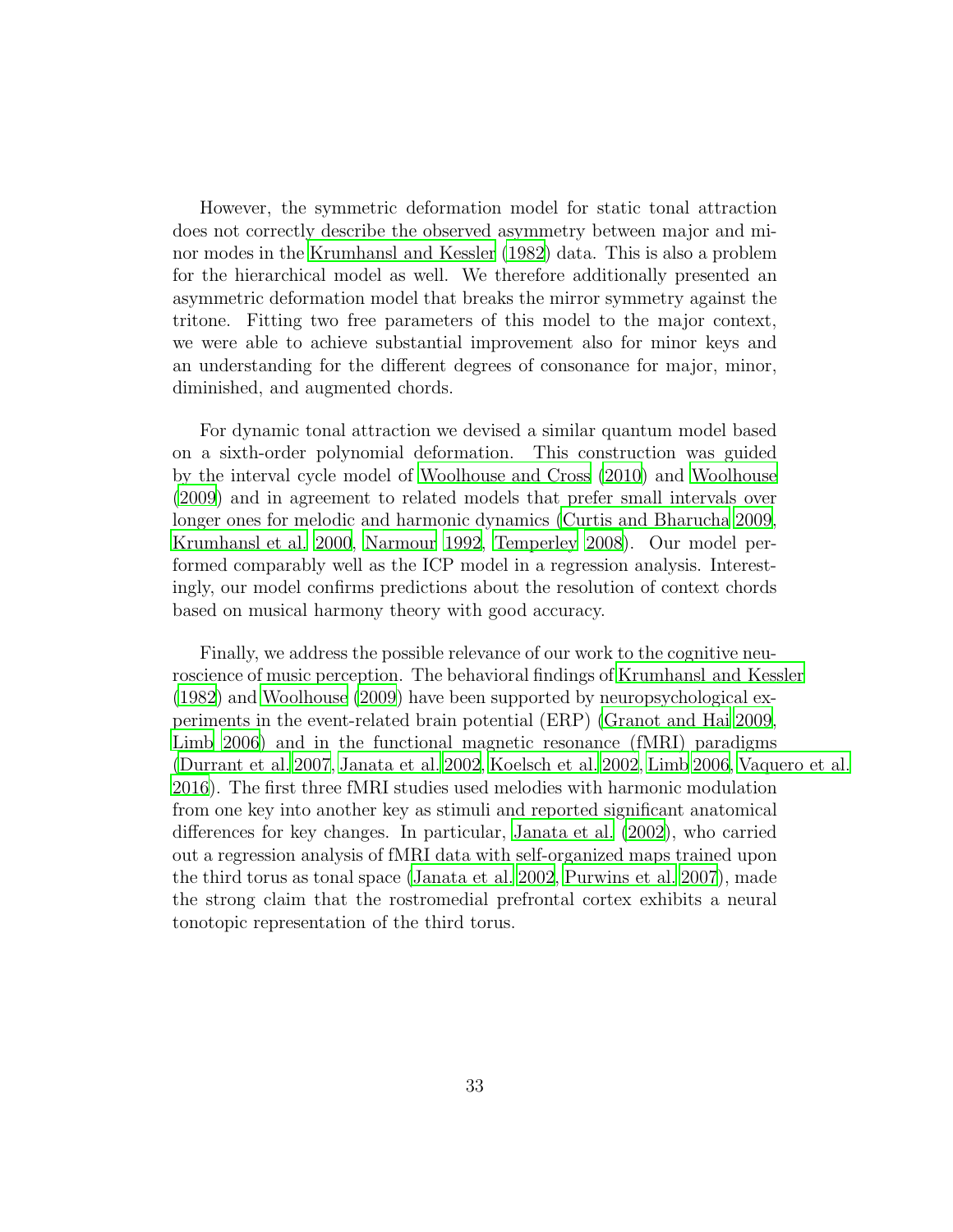However, the symmetric deformation model for static tonal attraction does not correctly describe the observed asymmetry between major and minor modes in the Krumhansl and Kessler (1982) data. This is also a problem for the hierarchical model as well. We therefore additionally presented an asymmetric deformation model that breaks the mirror symmetry against the tritone. Fitting two free parameters of this model to the major context, we were able to achieve substantial improvement also for minor keys and an understanding for the different degrees of consonance for major, minor, diminished, and augmented chords.

For dynamic tonal attraction we devised a similar quantum model based on a sixth-order polynomial deformation. This construction was guided by the interval cycle model of Woolhouse and Cross (2010) and Woolhouse (2009) and in agreement to related models that prefer small intervals over longer ones for melodic and harmonic dynamics (Curtis and Bharucha 2009, Krumhansl et al. 2000, Narmour 1992, Temperley 2008). Our model performed comparably well as the ICP model in a regression analysis. Interestingly, our model confirms predictions about the resolution of context chords based on musical harmony theory with good accuracy.

Finally, we address the possible relevance of our work to the cognitive neuroscience of music perception. The behavioral findings of Krumhansl and Kessler (1982) and Woolhouse (2009) have been supported by neuropsychological experiments in the event-related brain potential (ERP) (Granot and Hai 2009, Limb 2006) and in the functional magnetic resonance (fMRI) paradigms (Durrant et al. 2007, Janata et al. 2002, Koelsch et al. 2002, Limb 2006, Vaquero et al. 2016). The first three fMRI studies used melodies with harmonic modulation from one key into another key as stimuli and reported significant anatomical differences for key changes. In particular, Janata et al. (2002), who carried out a regression analysis of fMRI data with self-organized maps trained upon the third torus as tonal space (Janata et al. 2002, Purwins et al. 2007), made the strong claim that the rostromedial prefrontal cortex exhibits a neural tonotopic representation of the third torus.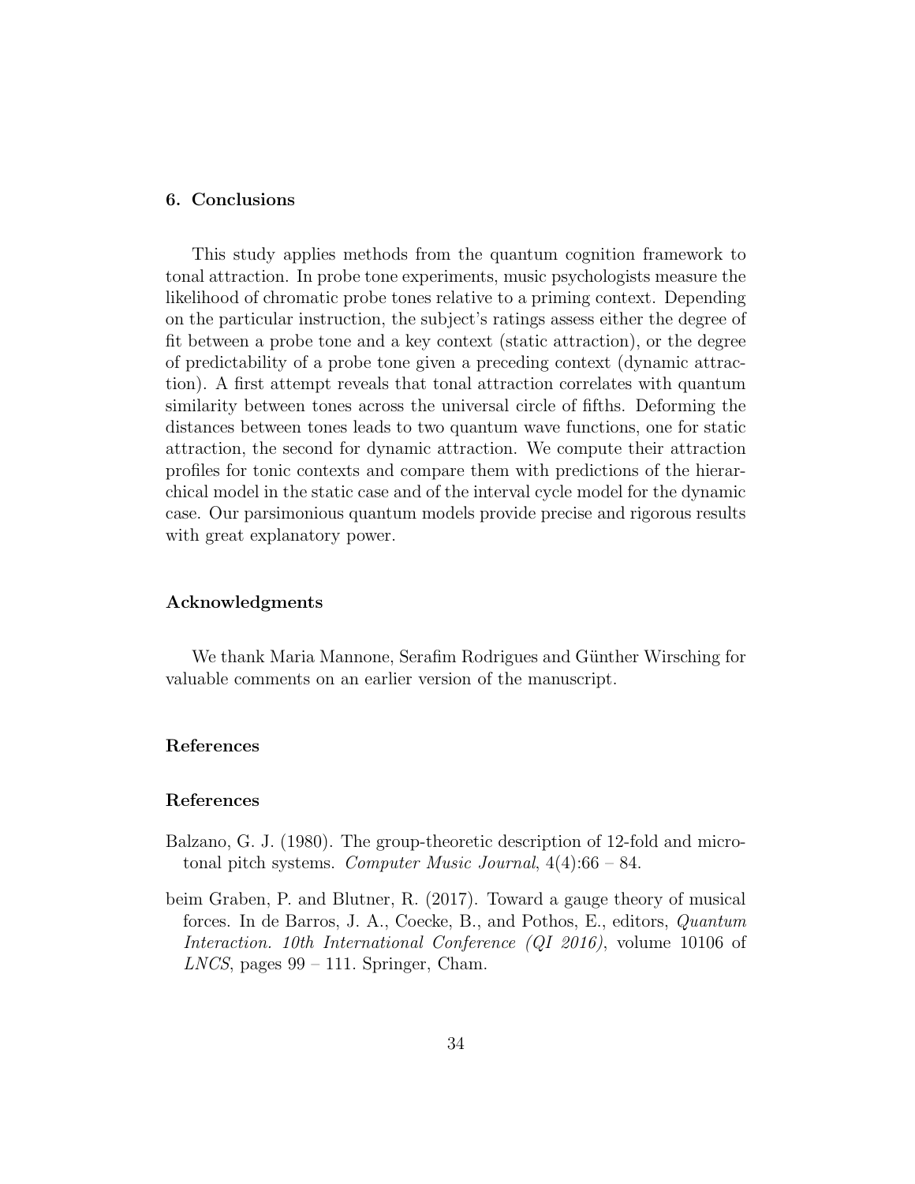## 6. Conclusions

This study applies methods from the quantum cognition framework to tonal attraction. In probe tone experiments, music psychologists measure the likelihood of chromatic probe tones relative to a priming context. Depending on the particular instruction, the subject's ratings assess either the degree of fit between a probe tone and a key context (static attraction), or the degree of predictability of a probe tone given a preceding context (dynamic attraction). A first attempt reveals that tonal attraction correlates with quantum similarity between tones across the universal circle of fifths. Deforming the distances between tones leads to two quantum wave functions, one for static attraction, the second for dynamic attraction. We compute their attraction profiles for tonic contexts and compare them with predictions of the hierarchical model in the static case and of the interval cycle model for the dynamic case. Our parsimonious quantum models provide precise and rigorous results with great explanatory power.

### Acknowledgments

We thank Maria Mannone, Serafim Rodrigues and Günther Wirsching for valuable comments on an earlier version of the manuscript.

### References

### References

Balzano, G. J. (1980). The group-theoretic description of 12-fold and microtonal pitch systems. *Computer Music Journal*, 4(4):66 – 84.

beim Graben, P. and Blutner, R. (2017). Toward a gauge theory of musical forces. In de Barros, J. A., Coecke, B., and Pothos, E., editors, *Quantum Interaction. 10th International Conference (QI 2016)*, volume 10106 of *LNCS*, pages 99 – 111. Springer, Cham.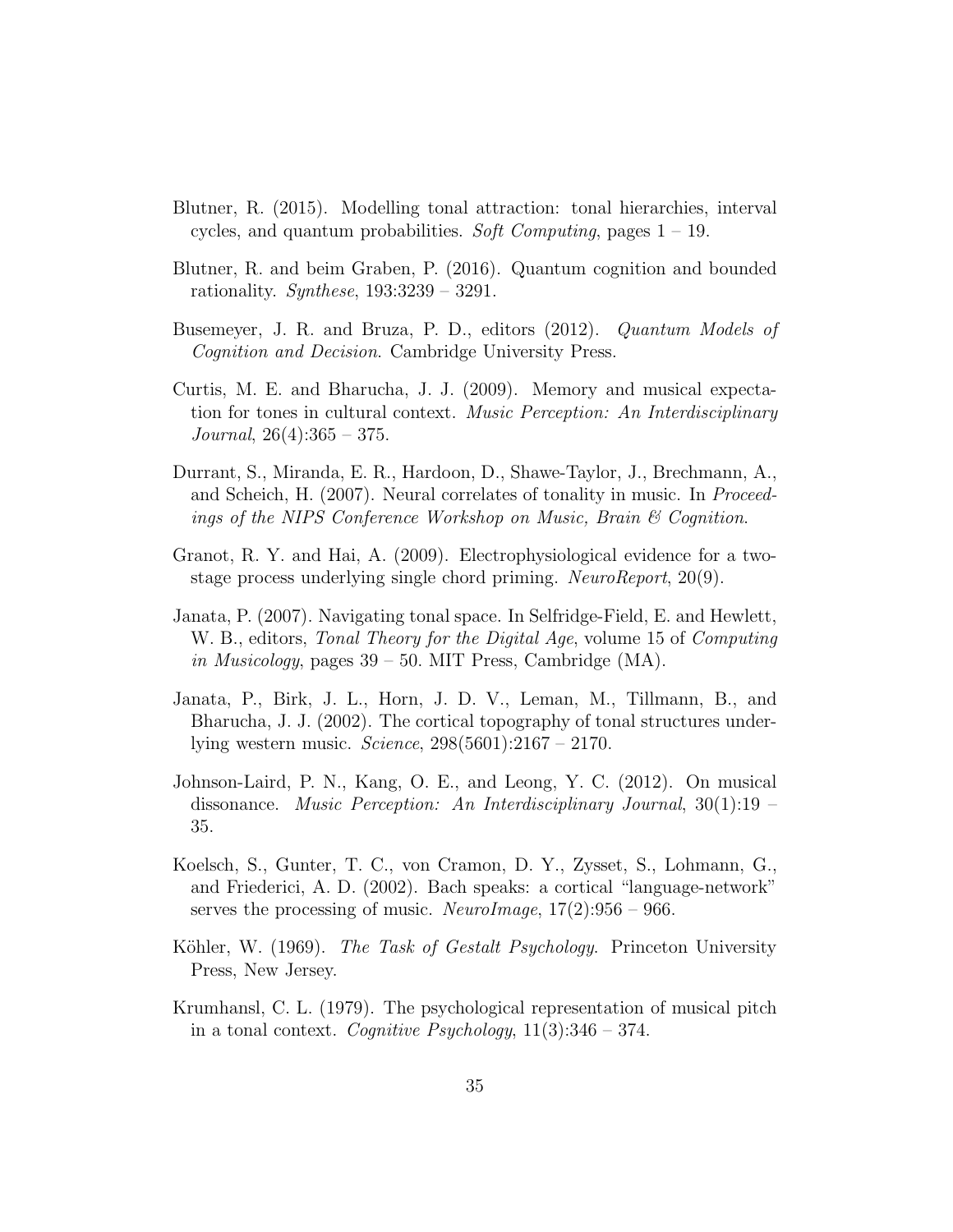Blutner, R. (2015). Modelling tonal attraction: tonal hierarchies, interval cycles, and quantum probabilities. *Soft Computing*, pages 1 – 19.

Blutner, R. and beim Graben, P. (2016). Quantum cognition and bounded rationality. *Synthese*, 193:3239 – 3291.

Busemeyer, J. R. and Bruza, P. D., editors (2012). *Quantum Models of Cognition and Decision*. Cambridge University Press.

Curtis, M. E. and Bharucha, J. J. (2009). Memory and musical expectation for tones in cultural context. *Music Perception: An Interdisciplinary Journal*, 26(4):365 – 375.

Durrant, S., Miranda, E. R., Hardoon, D., Shawe-Taylor, J., Brechmann, A., and Scheich, H. (2007). Neural correlates of tonality in music. In *Proceedings of the NIPS Conference Workshop on Music, Brain & Cognition*.

Granot, R. Y. and Hai, A. (2009). Electrophysiological evidence for a two-stage process underlying single chord priming. *NeuroReport*, 20(9).

Janata, P. (2007). Navigating tonal space. In Selfridge-Field, E. and Hewlett, W. B., editors, *Tonal Theory for the Digital Age*, volume 15 of *Computing in Musicology*, pages 39 – 50. MIT Press, Cambridge (MA).

Janata, P., Birk, J. L., Horn, J. D. V., Leman, M., Tillmann, B., and Bharucha, J. J. (2002). The cortical topography of tonal structures underlying western music. *Science*, 298(5601):2167 – 2170.

Johnson-Laird, P. N., Kang, O. E., and Leong, Y. C. (2012). On musical dissonance. *Music Perception: An Interdisciplinary Journal*, 30(1):19 – 35.

Koelsch, S., Gunter, T. C., von Cramon, D. Y., Zysset, S., Lohmann, G., and Friederici, A. D. (2002). Bach speaks: a cortical "language-network" serves the processing of music. *NeuroImage*, 17(2):956 – 966.

Köhler, W. (1969). *The Task of Gestalt Psychology*. Princeton University Press, New Jersey.

Krumhansl, C. L. (1979). The psychological representation of musical pitch in a tonal context. *Cognitive Psychology*, 11(3):346 – 374.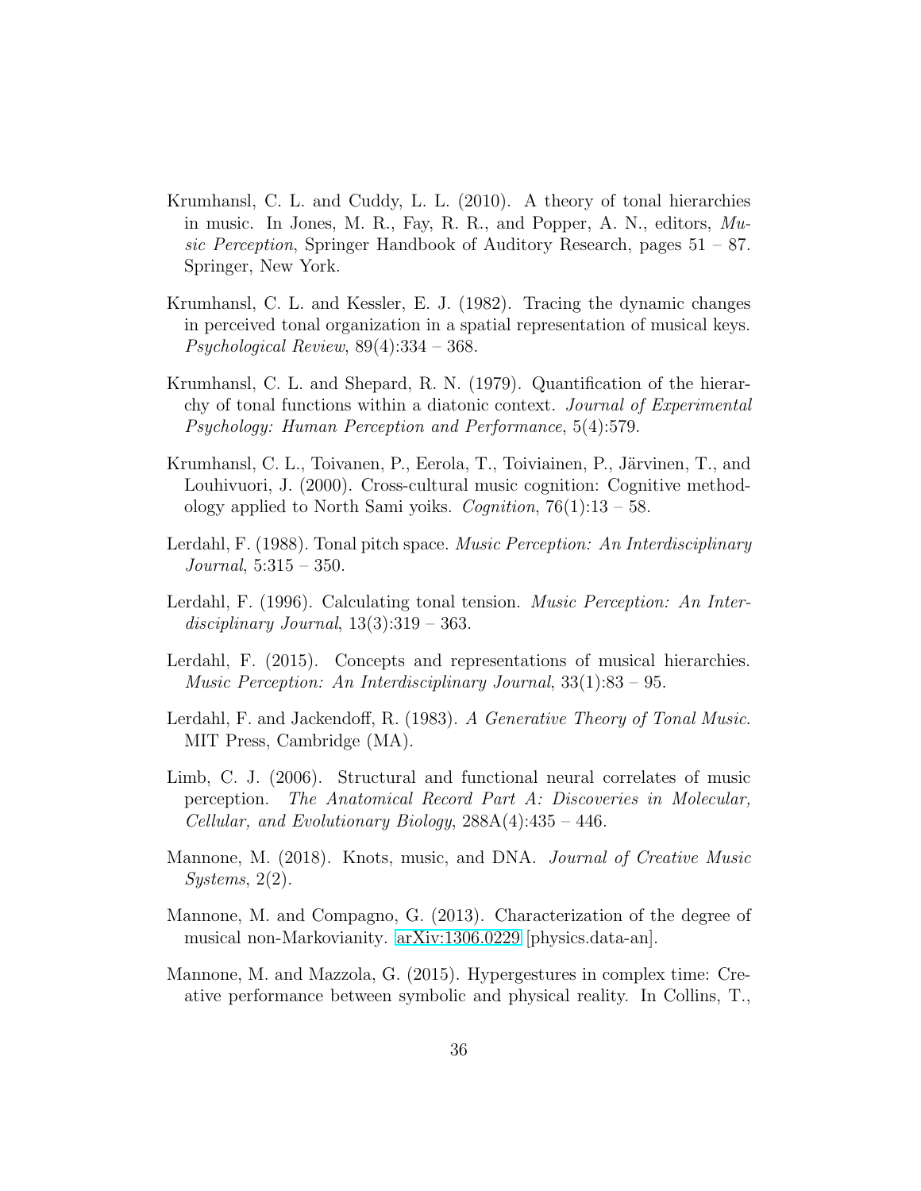Krumhansl, C. L. and Cuddy, L. L. (2010). A theory of tonal hierarchies in music. In Jones, M. R., Fay, R. R., and Popper, A. N., editors, *Music Perception*, Springer Handbook of Auditory Research, pages 51 – 87. Springer, New York.

Krumhansl, C. L. and Kessler, E. J. (1982). Tracing the dynamic changes in perceived tonal organization in a spatial representation of musical keys. *Psychological Review*, 89(4):334 – 368.

Krumhansl, C. L. and Shepard, R. N. (1979). Quantification of the hierarchy of tonal functions within a diatonic context. *Journal of Experimental Psychology: Human Perception and Performance*, 5(4):579.

Krumhansl, C. L., Toivanen, P., Eerola, T., Toiviainen, P., Järvinen, T., and Louhivuori, J. (2000). Cross-cultural music cognition: Cognitive methodology applied to North Sami yoiks. *Cognition*, 76(1):13 – 58.

Lerdahl, F. (1988). Tonal pitch space. *Music Perception: An Interdisciplinary Journal*, 5:315 – 350.

Lerdahl, F. (1996). Calculating tonal tension. *Music Perception: An Interdisciplinary Journal*, 13(3):319 – 363.

Lerdahl, F. (2015). Concepts and representations of musical hierarchies. *Music Perception: An Interdisciplinary Journal*, 33(1):83 – 95.

Lerdahl, F. and Jackendoff, R. (1983). *A Generative Theory of Tonal Music*. MIT Press, Cambridge (MA).

Limb, C. J. (2006). Structural and functional neural correlates of music perception. *The Anatomical Record Part A: Discoveries in Molecular, Cellular, and Evolutionary Biology*, 288A(4):435 – 446.

Mannone, M. (2018). Knots, music, and DNA. *Journal of Creative Music Systems*, 2(2).

Mannone, M. and Compagno, G. (2013). Characterization of the degree of musical non-Markovianity. arXiv:1306.0229 [physics.data-an].

Mannone, M. and Mazzola, G. (2015). Hypergestures in complex time: Creative performance between symbolic and physical reality. In Collins, T.,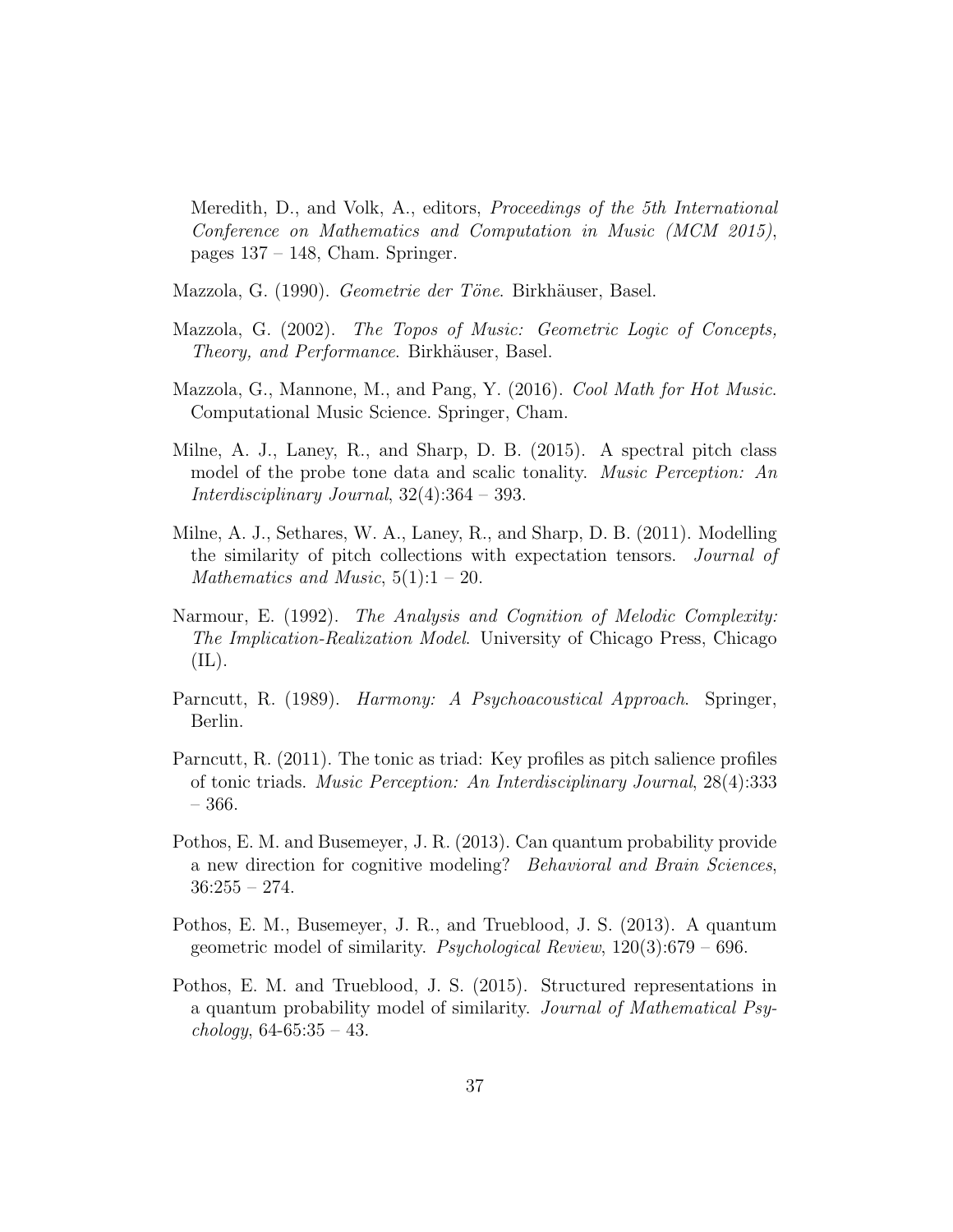Meredith, D., and Volk, A., editors, *Proceedings of the 5th International Conference on Mathematics and Computation in Music (MCM 2015)*, pages 137 – 148, Cham. Springer.

Mazzola, G. (1990). *Geometrie der Töne*. Birkhäuser, Basel.

Mazzola, G. (2002). *The Topos of Music: Geometric Logic of Concepts, Theory, and Performance*. Birkhäuser, Basel.

Mazzola, G., Mannone, M., and Pang, Y. (2016). *Cool Math for Hot Music*. Computational Music Science. Springer, Cham.

Milne, A. J., Laney, R., and Sharp, D. B. (2015). A spectral pitch class model of the probe tone data and scalic tonality. *Music Perception: An Interdisciplinary Journal*, 32(4):364 – 393.

Milne, A. J., Sethares, W. A., Laney, R., and Sharp, D. B. (2011). Modelling the similarity of pitch collections with expectation tensors. *Journal of Mathematics and Music*, 5(1):1 – 20.

Narmour, E. (1992). *The Analysis and Cognition of Melodic Complexity: The Implication-Realization Model*. University of Chicago Press, Chicago (IL).

Parncutt, R. (1989). *Harmony: A Psychoacoustical Approach*. Springer, Berlin.

Parncutt, R. (2011). The tonic as triad: Key profiles as pitch salience profiles of tonic triads. *Music Perception: An Interdisciplinary Journal*, 28(4):333 – 366.

Pothos, E. M. and Busemeyer, J. R. (2013). Can quantum probability provide a new direction for cognitive modeling? *Behavioral and Brain Sciences*, 36:255 – 274.

Pothos, E. M., Busemeyer, J. R., and Trueblood, J. S. (2013). A quantum geometric model of similarity. *Psychological Review*, 120(3):679 – 696.

Pothos, E. M. and Trueblood, J. S. (2015). Structured representations in a quantum probability model of similarity. *Journal of Mathematical Psychology*, 64-65:35 – 43.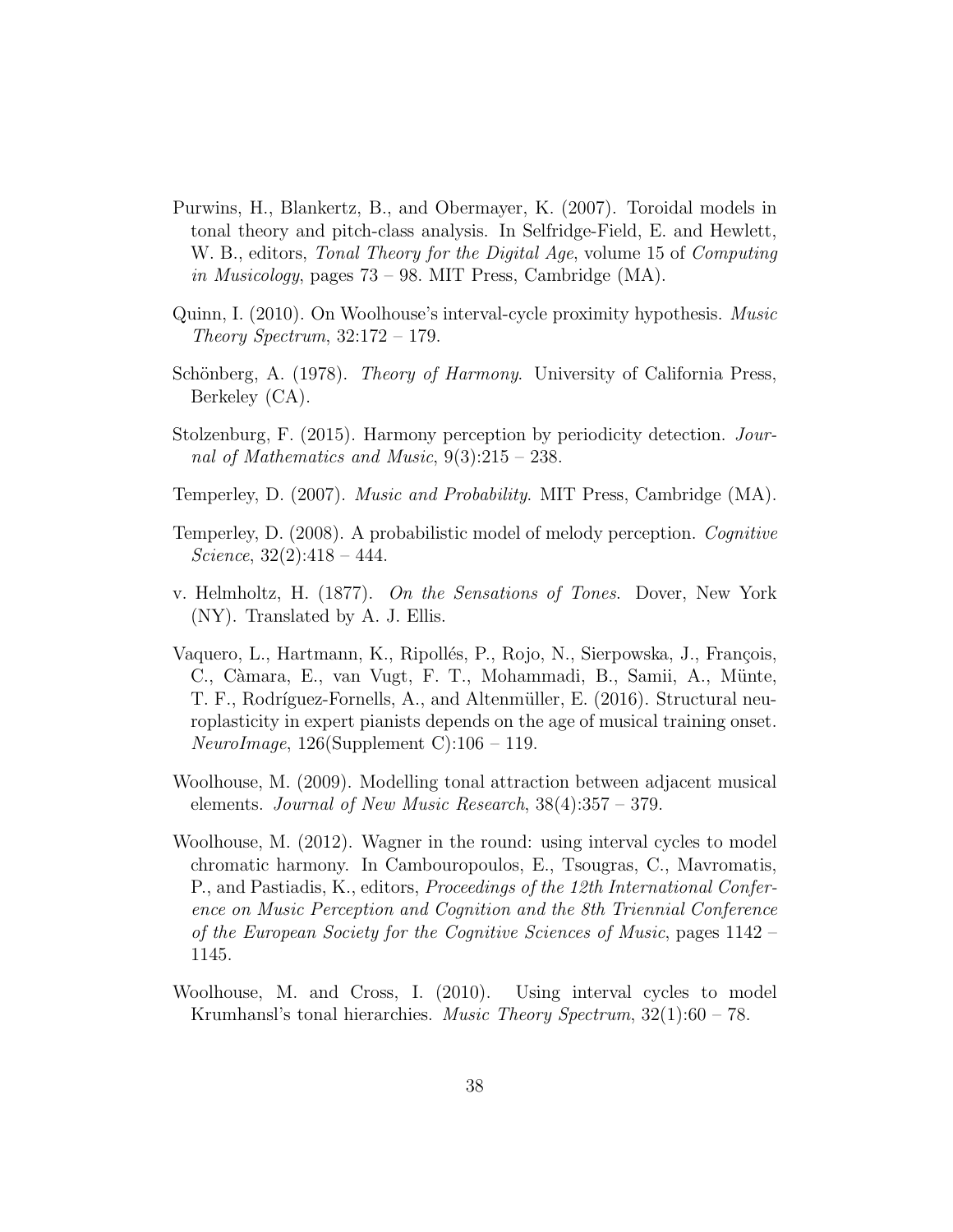Purwins, H., Blankertz, B., and Obermayer, K. (2007). Toroidal models in tonal theory and pitch-class analysis. In Selfridge-Field, E. and Hewlett, W. B., editors, *Tonal Theory for the Digital Age*, volume 15 of *Computing in Musicology*, pages 73 – 98. MIT Press, Cambridge (MA).

Quinn, I. (2010). On Woolhouse's interval-cycle proximity hypothesis. *Music Theory Spectrum*, 32:172 – 179.

Schönberg, A. (1978). *Theory of Harmony*. University of California Press, Berkeley (CA).

Stolzenburg, F. (2015). Harmony perception by periodicity detection. *Journal of Mathematics and Music*, 9(3):215 – 238.

Temperley, D. (2007). *Music and Probability*. MIT Press, Cambridge (MA).

Temperley, D. (2008). A probabilistic model of melody perception. *Cognitive Science*, 32(2):418 – 444.

v. Helmholtz, H. (1877). *On the Sensations of Tones*. Dover, New York (NY). Translated by A. J. Ellis.

Vaquero, L., Hartmann, K., Ripollés, P., Rojo, N., Sierpowska, J., François, C., Càmara, E., van Vugt, F. T., Mohammadi, B., Samii, A., Münte, T. F., Rodríguez-Fornells, A., and Altenmüller, E. (2016). Structural neuroplasticity in expert pianists depends on the age of musical training onset. *NeuroImage*, 126(Supplement C):106 – 119.

Woolhouse, M. (2009). Modelling tonal attraction between adjacent musical elements. *Journal of New Music Research*, 38(4):357 – 379.

Woolhouse, M. (2012). Wagner in the round: using interval cycles to model chromatic harmony. In Cambouropoulos, E., Tsougras, C., Mavromatis, P., and Pastiadis, K., editors, *Proceedings of the 12th International Conference on Music Perception and Cognition and the 8th Triennial Conference of the European Society for the Cognitive Sciences of Music*, pages 1142 – 1145.

Woolhouse, M. and Cross, I. (2010). Using interval cycles to model Krumhansl's tonal hierarchies. *Music Theory Spectrum*, 32(1):60 – 78.